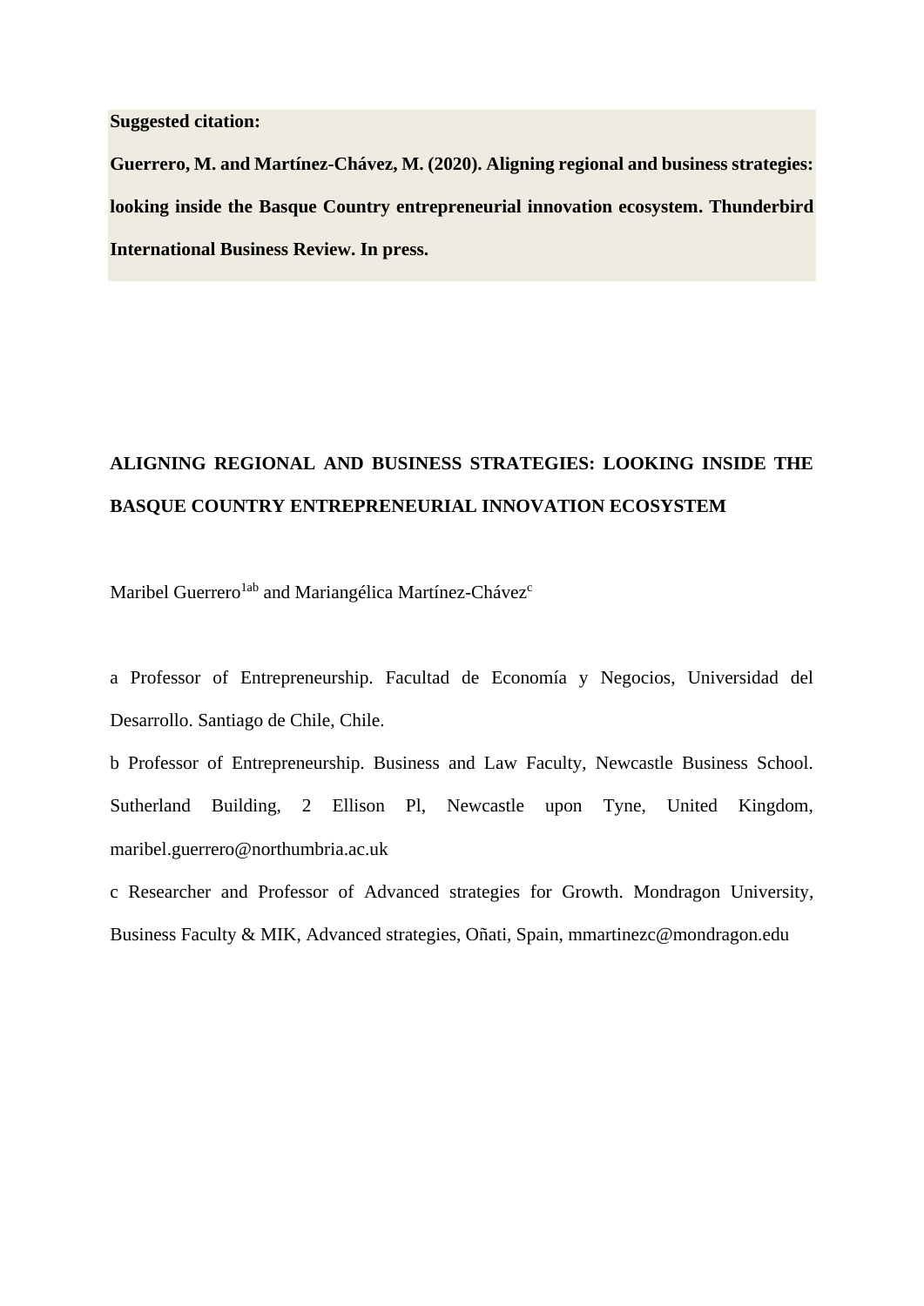**Suggested citation:**

**Guerrero, M. and Martínez-Chávez, M. (2020). Aligning regional and business strategies: looking inside the Basque Country entrepreneurial innovation ecosystem. Thunderbird International Business Review. In press.**

# ALIGNING REGIONAL AND BUSINESS STRATEGIES: LOOKING INSIDE THE BASQUE COUNTRY ENTREPRENEURIAL INNOVATION ECOSYSTEM

Maribel Guerrero[1ab] and Mariangélica Martínez-Chávez[c]

a Professor of Entrepreneurship. Facultad de Economía y Negocios, Universidad del Desarrollo. Santiago de Chile, Chile.

b Professor of Entrepreneurship. Business and Law Faculty, Newcastle Business School. Sutherland Building, 2 Ellison Pl, Newcastle upon Tyne, United Kingdom, maribel.guerrero@northumbria.ac.uk

c Researcher and Professor of Advanced strategies for Growth. Mondragon University, Business Faculty & MIK, Advanced strategies, Oñati, Spain, mmartinezc@mondragon.edu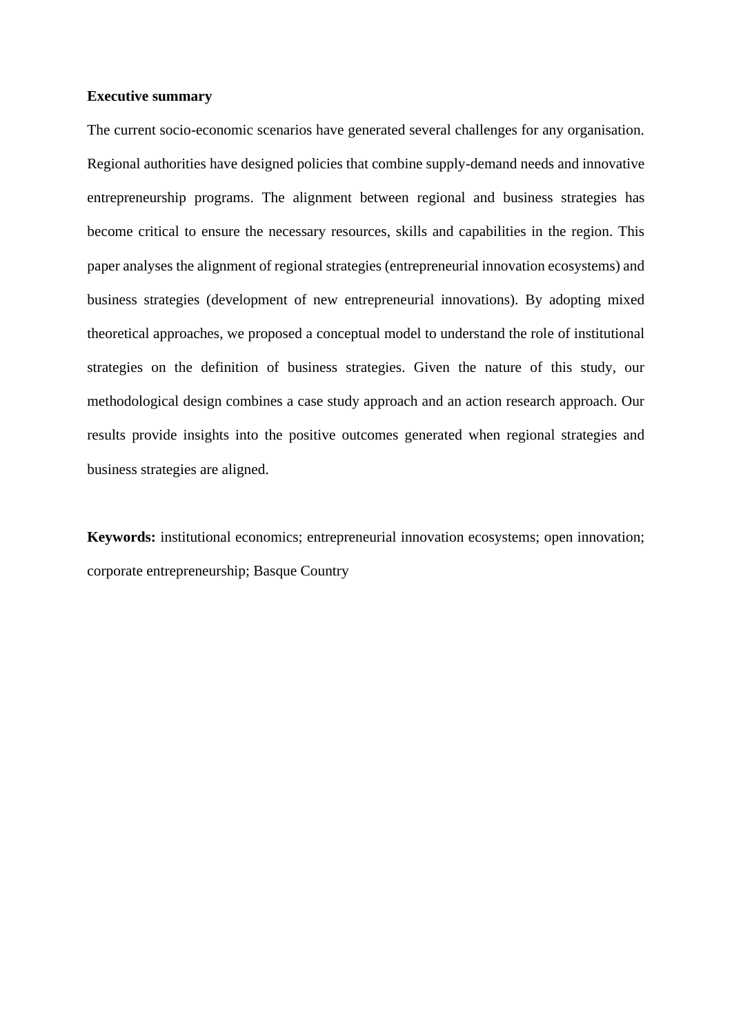**Executive summary**

The current socio-economic scenarios have generated several challenges for any organisation. Regional authorities have designed policies that combine supply-demand needs and innovative entrepreneurship programs. The alignment between regional and business strategies has become critical to ensure the necessary resources, skills and capabilities in the region. This paper analyses the alignment of regional strategies (entrepreneurial innovation ecosystems) and business strategies (development of new entrepreneurial innovations). By adopting mixed theoretical approaches, we proposed a conceptual model to understand the role of institutional strategies on the definition of business strategies. Given the nature of this study, our methodological design combines a case study approach and an action research approach. Our results provide insights into the positive outcomes generated when regional strategies and business strategies are aligned.

**Keywords:** institutional economics; entrepreneurial innovation ecosystems; open innovation; corporate entrepreneurship; Basque Country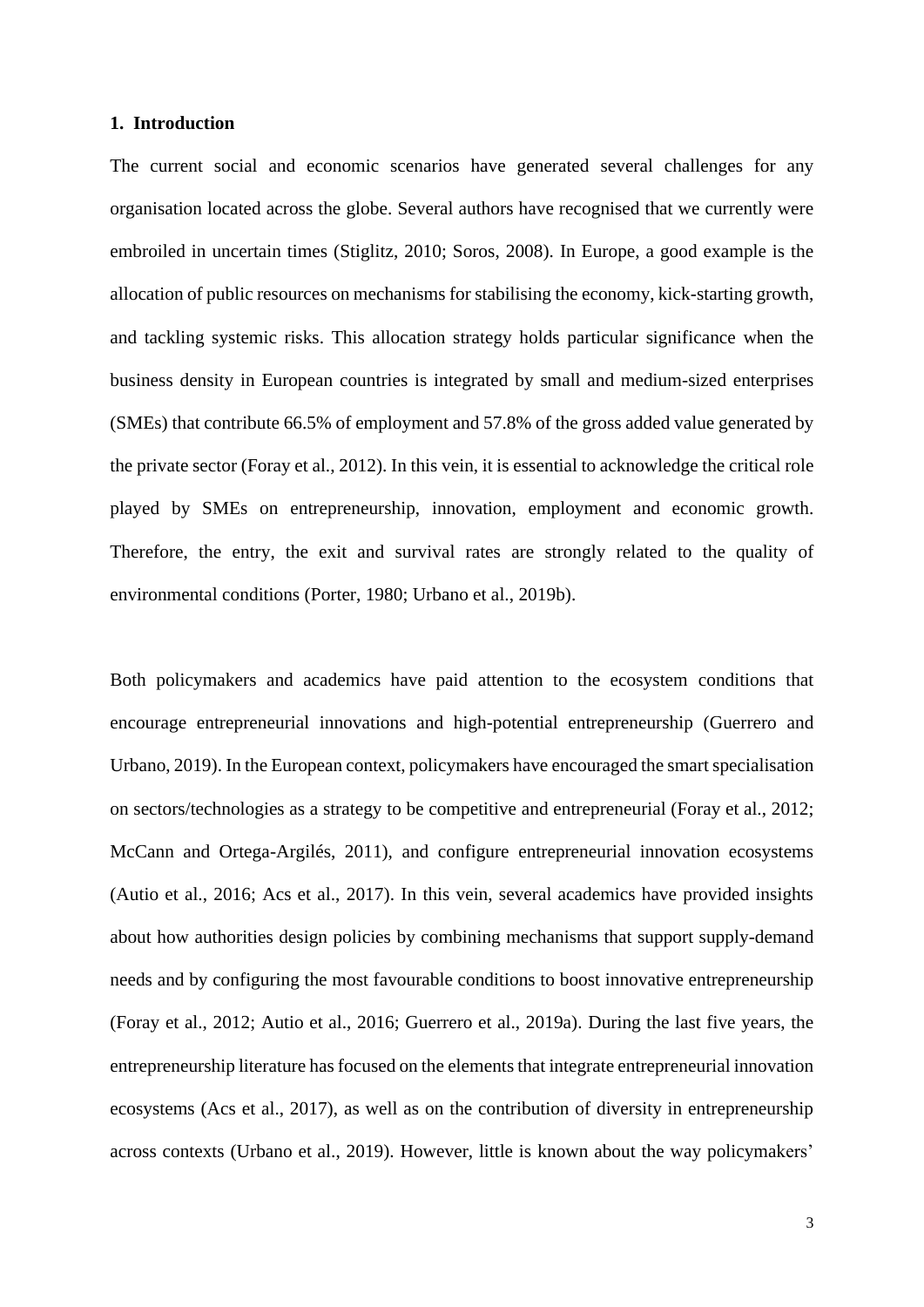## 1. Introduction

The current social and economic scenarios have generated several challenges for any organisation located across the globe. Several authors have recognised that we currently were embroiled in uncertain times (Stiglitz, 2010; Soros, 2008). In Europe, a good example is the allocation of public resources on mechanisms for stabilising the economy, kick-starting growth, and tackling systemic risks. This allocation strategy holds particular significance when the business density in European countries is integrated by small and medium-sized enterprises (SMEs) that contribute 66.5% of employment and 57.8% of the gross added value generated by the private sector (Foray et al., 2012). In this vein, it is essential to acknowledge the critical role played by SMEs on entrepreneurship, innovation, employment and economic growth. Therefore, the entry, the exit and survival rates are strongly related to the quality of environmental conditions (Porter, 1980; Urbano et al., 2019b).

Both policymakers and academics have paid attention to the ecosystem conditions that encourage entrepreneurial innovations and high-potential entrepreneurship (Guerrero and Urbano, 2019). In the European context, policymakers have encouraged the smart specialisation on sectors/technologies as a strategy to be competitive and entrepreneurial (Foray et al., 2012; McCann and Ortega-Argilés, 2011), and configure entrepreneurial innovation ecosystems (Autio et al., 2016; Acs et al., 2017). In this vein, several academics have provided insights about how authorities design policies by combining mechanisms that support supply-demand needs and by configuring the most favourable conditions to boost innovative entrepreneurship (Foray et al., 2012; Autio et al., 2016; Guerrero et al., 2019a). During the last five years, the entrepreneurship literature has focused on the elements that integrate entrepreneurial innovation ecosystems (Acs et al., 2017), as well as on the contribution of diversity in entrepreneurship across contexts (Urbano et al., 2019). However, little is known about the way policymakers'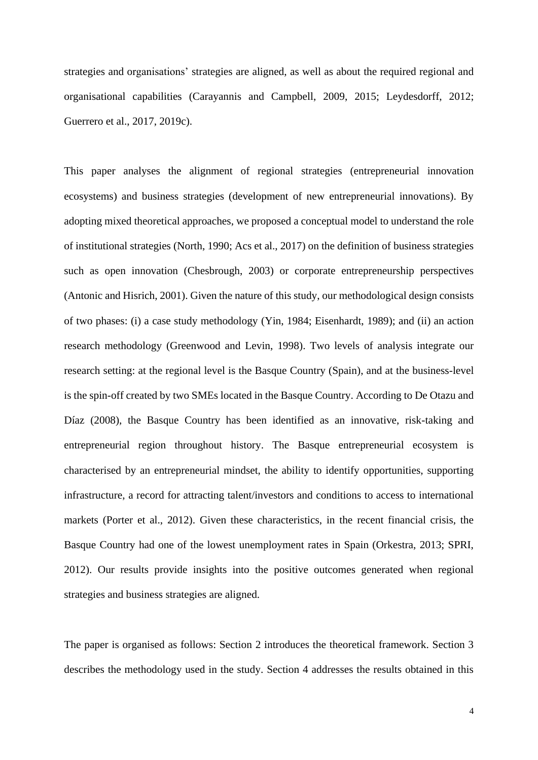strategies and organisations' strategies are aligned, as well as about the required regional and organisational capabilities (Carayannis and Campbell, 2009, 2015; Leydesdorff, 2012; Guerrero et al., 2017, 2019c).

This paper analyses the alignment of regional strategies (entrepreneurial innovation ecosystems) and business strategies (development of new entrepreneurial innovations). By adopting mixed theoretical approaches, we proposed a conceptual model to understand the role of institutional strategies (North, 1990; Acs et al., 2017) on the definition of business strategies such as open innovation (Chesbrough, 2003) or corporate entrepreneurship perspectives (Antonic and Hisrich, 2001). Given the nature of this study, our methodological design consists of two phases: (i) a case study methodology (Yin, 1984; Eisenhardt, 1989); and (ii) an action research methodology (Greenwood and Levin, 1998). Two levels of analysis integrate our research setting: at the regional level is the Basque Country (Spain), and at the business-level is the spin-off created by two SMEs located in the Basque Country. According to De Otazu and Díaz (2008), the Basque Country has been identified as an innovative, risk-taking and entrepreneurial region throughout history. The Basque entrepreneurial ecosystem is characterised by an entrepreneurial mindset, the ability to identify opportunities, supporting infrastructure, a record for attracting talent/investors and conditions to access to international markets (Porter et al., 2012). Given these characteristics, in the recent financial crisis, the Basque Country had one of the lowest unemployment rates in Spain (Orkestra, 2013; SPRI, 2012). Our results provide insights into the positive outcomes generated when regional strategies and business strategies are aligned.

The paper is organised as follows: Section 2 introduces the theoretical framework. Section 3 describes the methodology used in the study. Section 4 addresses the results obtained in this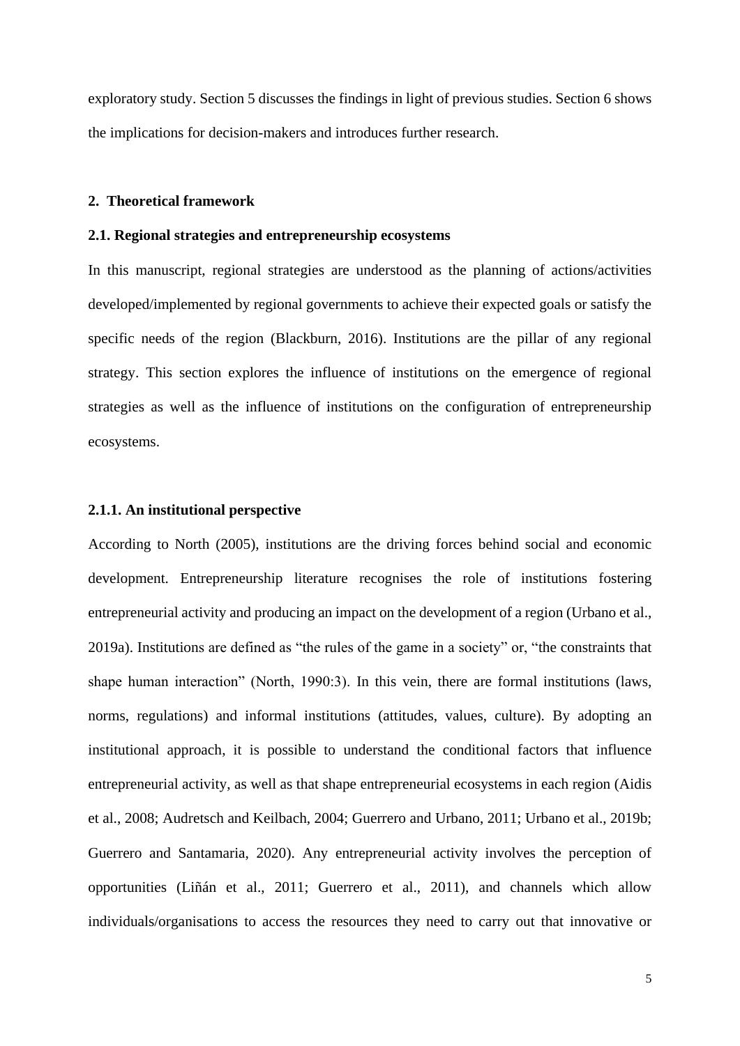exploratory study. Section 5 discusses the findings in light of previous studies. Section 6 shows the implications for decision-makers and introduces further research.

## 2. Theoretical framework

### 2.1. Regional strategies and entrepreneurship ecosystems

In this manuscript, regional strategies are understood as the planning of actions/activities developed/implemented by regional governments to achieve their expected goals or satisfy the specific needs of the region (Blackburn, 2016). Institutions are the pillar of any regional strategy. This section explores the influence of institutions on the emergence of regional strategies as well as the influence of institutions on the configuration of entrepreneurship ecosystems.

#### 2.1.1. An institutional perspective

According to North (2005), institutions are the driving forces behind social and economic development. Entrepreneurship literature recognises the role of institutions fostering entrepreneurial activity and producing an impact on the development of a region (Urbano et al., 2019a). Institutions are defined as "the rules of the game in a society" or, "the constraints that shape human interaction" (North, 1990:3). In this vein, there are formal institutions (laws, norms, regulations) and informal institutions (attitudes, values, culture). By adopting an institutional approach, it is possible to understand the conditional factors that influence entrepreneurial activity, as well as that shape entrepreneurial ecosystems in each region (Aidis et al., 2008; Audretsch and Keilbach, 2004; Guerrero and Urbano, 2011; Urbano et al., 2019b; Guerrero and Santamaria, 2020). Any entrepreneurial activity involves the perception of opportunities (Liñán et al., 2011; Guerrero et al., 2011), and channels which allow individuals/organisations to access the resources they need to carry out that innovative or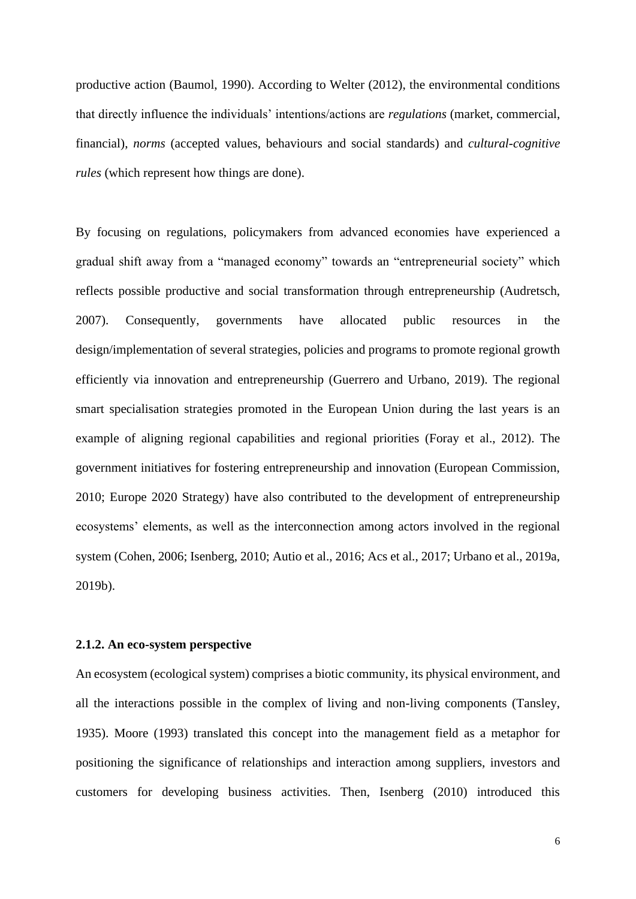productive action (Baumol, 1990). According to Welter (2012), the environmental conditions that directly influence the individuals' intentions/actions are *regulations* (market, commercial, financial), *norms* (accepted values, behaviours and social standards) and *cultural-cognitive rules* (which represent how things are done).

By focusing on regulations, policymakers from advanced economies have experienced a gradual shift away from a "managed economy" towards an "entrepreneurial society" which reflects possible productive and social transformation through entrepreneurship (Audretsch, 2007). Consequently, governments have allocated public resources in the design/implementation of several strategies, policies and programs to promote regional growth efficiently via innovation and entrepreneurship (Guerrero and Urbano, 2019). The regional smart specialisation strategies promoted in the European Union during the last years is an example of aligning regional capabilities and regional priorities (Foray et al., 2012). The government initiatives for fostering entrepreneurship and innovation (European Commission, 2010; Europe 2020 Strategy) have also contributed to the development of entrepreneurship ecosystems' elements, as well as the interconnection among actors involved in the regional system (Cohen, 2006; Isenberg, 2010; Autio et al., 2016; Acs et al., 2017; Urbano et al., 2019a, 2019b).

### 2.1.2. An eco-system perspective

An ecosystem (ecological system) comprises a biotic community, its physical environment, and all the interactions possible in the complex of living and non-living components (Tansley, 1935). Moore (1993) translated this concept into the management field as a metaphor for positioning the significance of relationships and interaction among suppliers, investors and customers for developing business activities. Then, Isenberg (2010) introduced this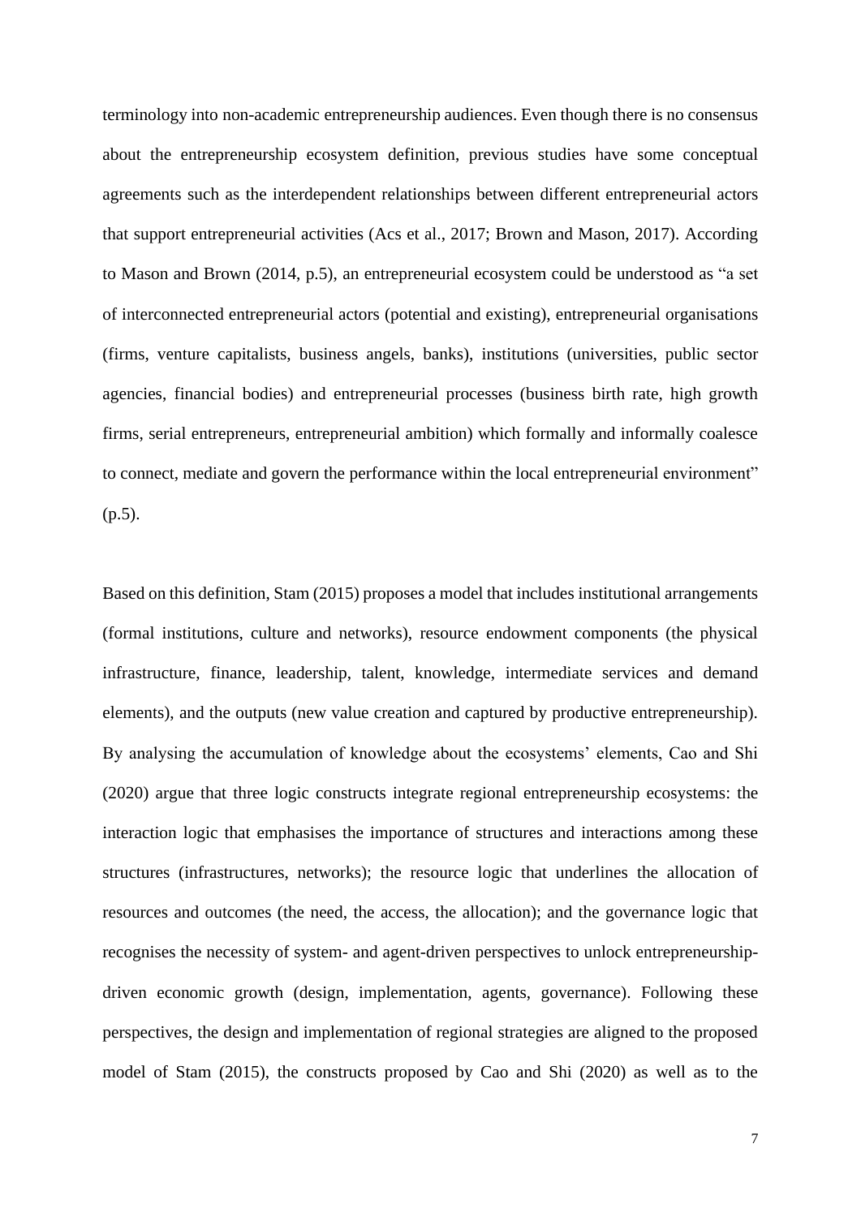terminology into non-academic entrepreneurship audiences. Even though there is no consensus about the entrepreneurship ecosystem definition, previous studies have some conceptual agreements such as the interdependent relationships between different entrepreneurial actors that support entrepreneurial activities (Acs et al., 2017; Brown and Mason, 2017). According to Mason and Brown (2014, p.5), an entrepreneurial ecosystem could be understood as "a set of interconnected entrepreneurial actors (potential and existing), entrepreneurial organisations (firms, venture capitalists, business angels, banks), institutions (universities, public sector agencies, financial bodies) and entrepreneurial processes (business birth rate, high growth firms, serial entrepreneurs, entrepreneurial ambition) which formally and informally coalesce to connect, mediate and govern the performance within the local entrepreneurial environment" (p.5).

Based on this definition, Stam (2015) proposes a model that includes institutional arrangements (formal institutions, culture and networks), resource endowment components (the physical infrastructure, finance, leadership, talent, knowledge, intermediate services and demand elements), and the outputs (new value creation and captured by productive entrepreneurship). By analysing the accumulation of knowledge about the ecosystems' elements, Cao and Shi (2020) argue that three logic constructs integrate regional entrepreneurship ecosystems: the interaction logic that emphasises the importance of structures and interactions among these structures (infrastructures, networks); the resource logic that underlines the allocation of resources and outcomes (the need, the access, the allocation); and the governance logic that recognises the necessity of system- and agent-driven perspectives to unlock entrepreneurship-driven economic growth (design, implementation, agents, governance). Following these perspectives, the design and implementation of regional strategies are aligned to the proposed model of Stam (2015), the constructs proposed by Cao and Shi (2020) as well as to the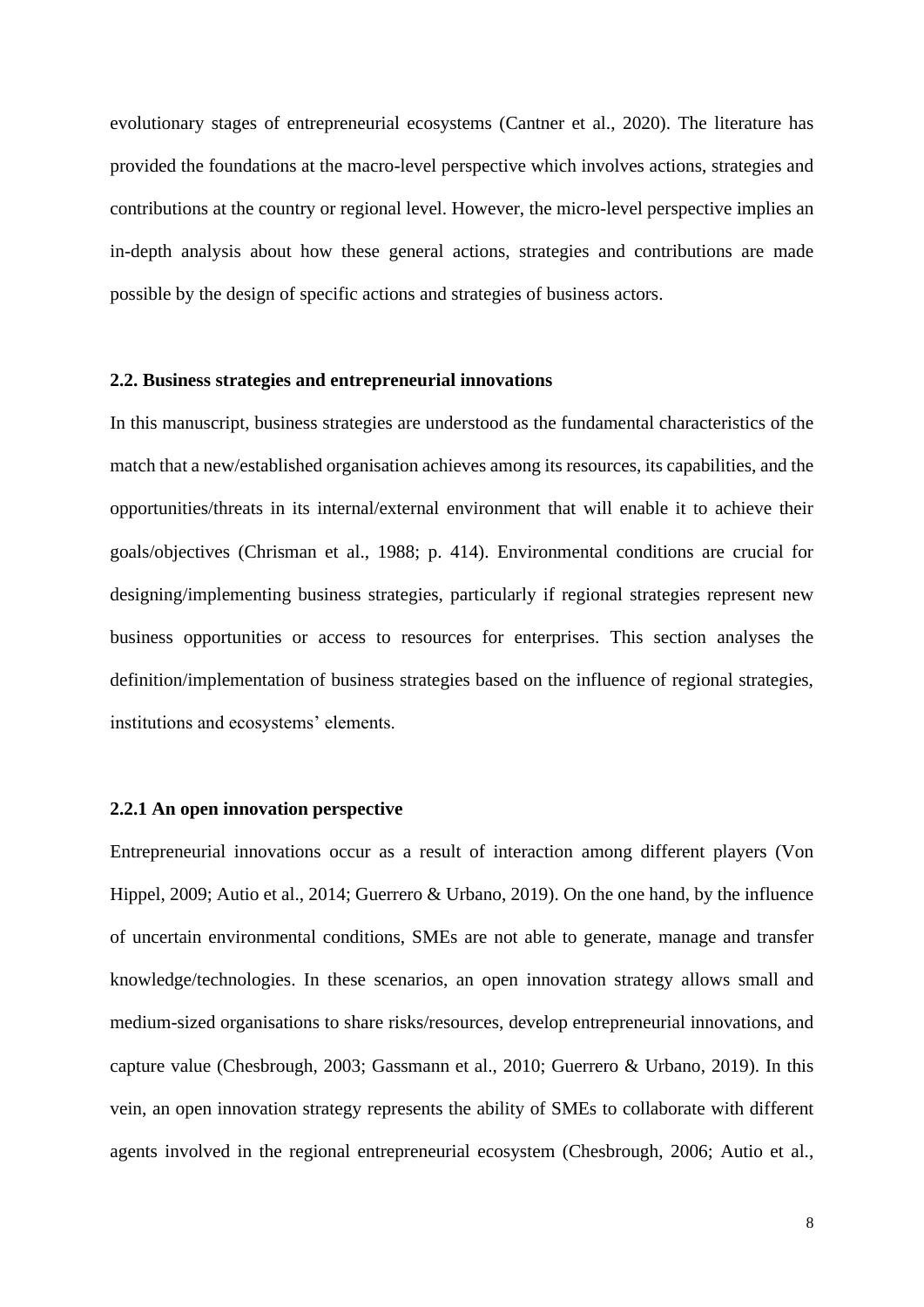evolutionary stages of entrepreneurial ecosystems (Cantner et al., 2020). The literature has provided the foundations at the macro-level perspective which involves actions, strategies and contributions at the country or regional level. However, the micro-level perspective implies an in-depth analysis about how these general actions, strategies and contributions are made possible by the design of specific actions and strategies of business actors.

### 2.2. Business strategies and entrepreneurial innovations

In this manuscript, business strategies are understood as the fundamental characteristics of the match that a new/established organisation achieves among its resources, its capabilities, and the opportunities/threats in its internal/external environment that will enable it to achieve their goals/objectives (Chrisman et al., 1988; p. 414). Environmental conditions are crucial for designing/implementing business strategies, particularly if regional strategies represent new business opportunities or access to resources for enterprises. This section analyses the definition/implementation of business strategies based on the influence of regional strategies, institutions and ecosystems' elements.

#### 2.2.1 An open innovation perspective

Entrepreneurial innovations occur as a result of interaction among different players (Von Hippel, 2009; Autio et al., 2014; Guerrero & Urbano, 2019). On the one hand, by the influence of uncertain environmental conditions, SMEs are not able to generate, manage and transfer knowledge/technologies. In these scenarios, an open innovation strategy allows small and medium-sized organisations to share risks/resources, develop entrepreneurial innovations, and capture value (Chesbrough, 2003; Gassmann et al., 2010; Guerrero & Urbano, 2019). In this vein, an open innovation strategy represents the ability of SMEs to collaborate with different agents involved in the regional entrepreneurial ecosystem (Chesbrough, 2006; Autio et al.,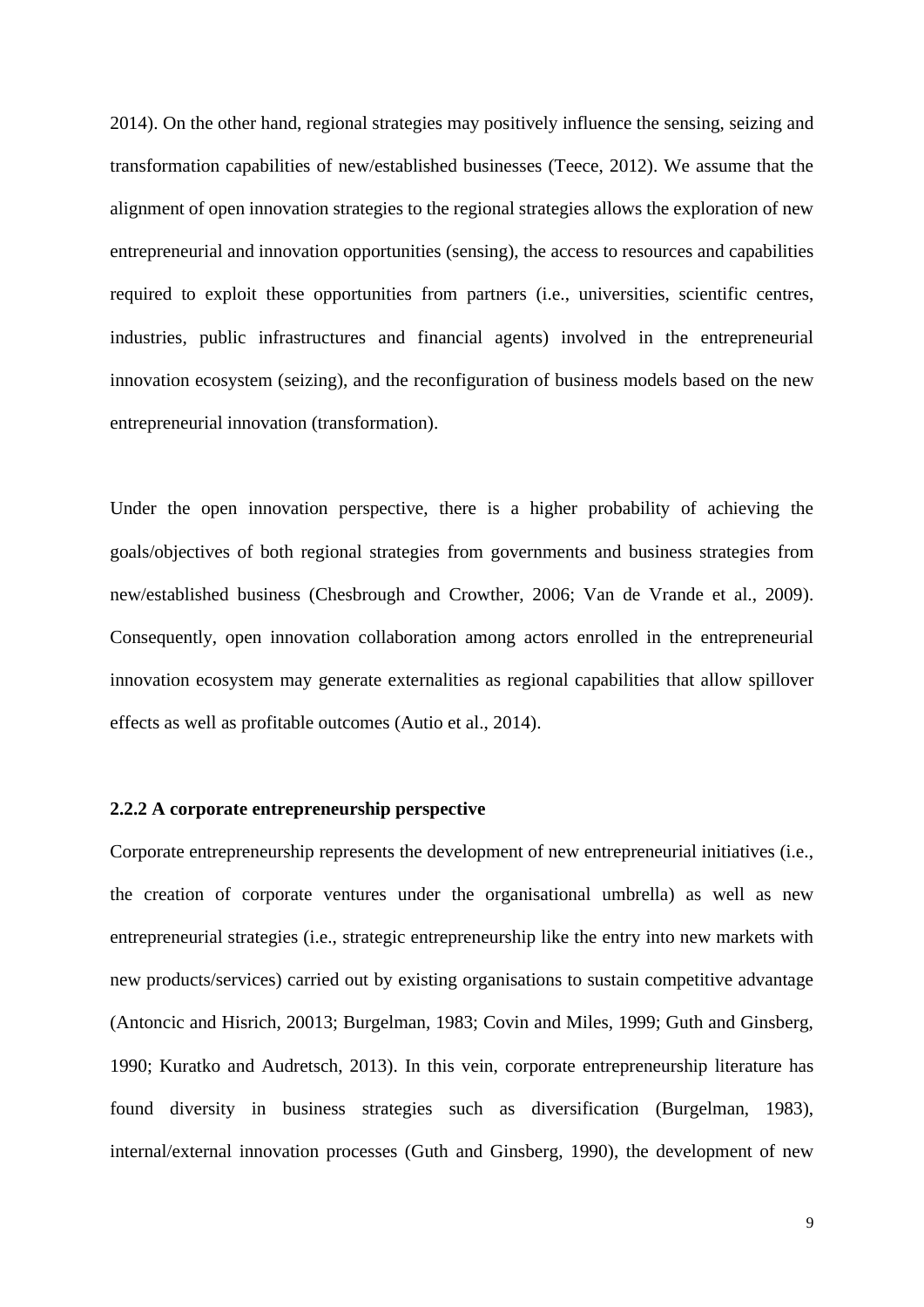2014). On the other hand, regional strategies may positively influence the sensing, seizing and transformation capabilities of new/established businesses (Teece, 2012). We assume that the alignment of open innovation strategies to the regional strategies allows the exploration of new entrepreneurial and innovation opportunities (sensing), the access to resources and capabilities required to exploit these opportunities from partners (i.e., universities, scientific centres, industries, public infrastructures and financial agents) involved in the entrepreneurial innovation ecosystem (seizing), and the reconfiguration of business models based on the new entrepreneurial innovation (transformation).

Under the open innovation perspective, there is a higher probability of achieving the goals/objectives of both regional strategies from governments and business strategies from new/established business (Chesbrough and Crowther, 2006; Van de Vrande et al., 2009). Consequently, open innovation collaboration among actors enrolled in the entrepreneurial innovation ecosystem may generate externalities as regional capabilities that allow spillover effects as well as profitable outcomes (Autio et al., 2014).

### 2.2.2 A corporate entrepreneurship perspective

Corporate entrepreneurship represents the development of new entrepreneurial initiatives (i.e., the creation of corporate ventures under the organisational umbrella) as well as new entrepreneurial strategies (i.e., strategic entrepreneurship like the entry into new markets with new products/services) carried out by existing organisations to sustain competitive advantage (Antoncic and Hisrich, 20013; Burgelman, 1983; Covin and Miles, 1999; Guth and Ginsberg, 1990; Kuratko and Audretsch, 2013). In this vein, corporate entrepreneurship literature has found diversity in business strategies such as diversification (Burgelman, 1983), internal/external innovation processes (Guth and Ginsberg, 1990), the development of new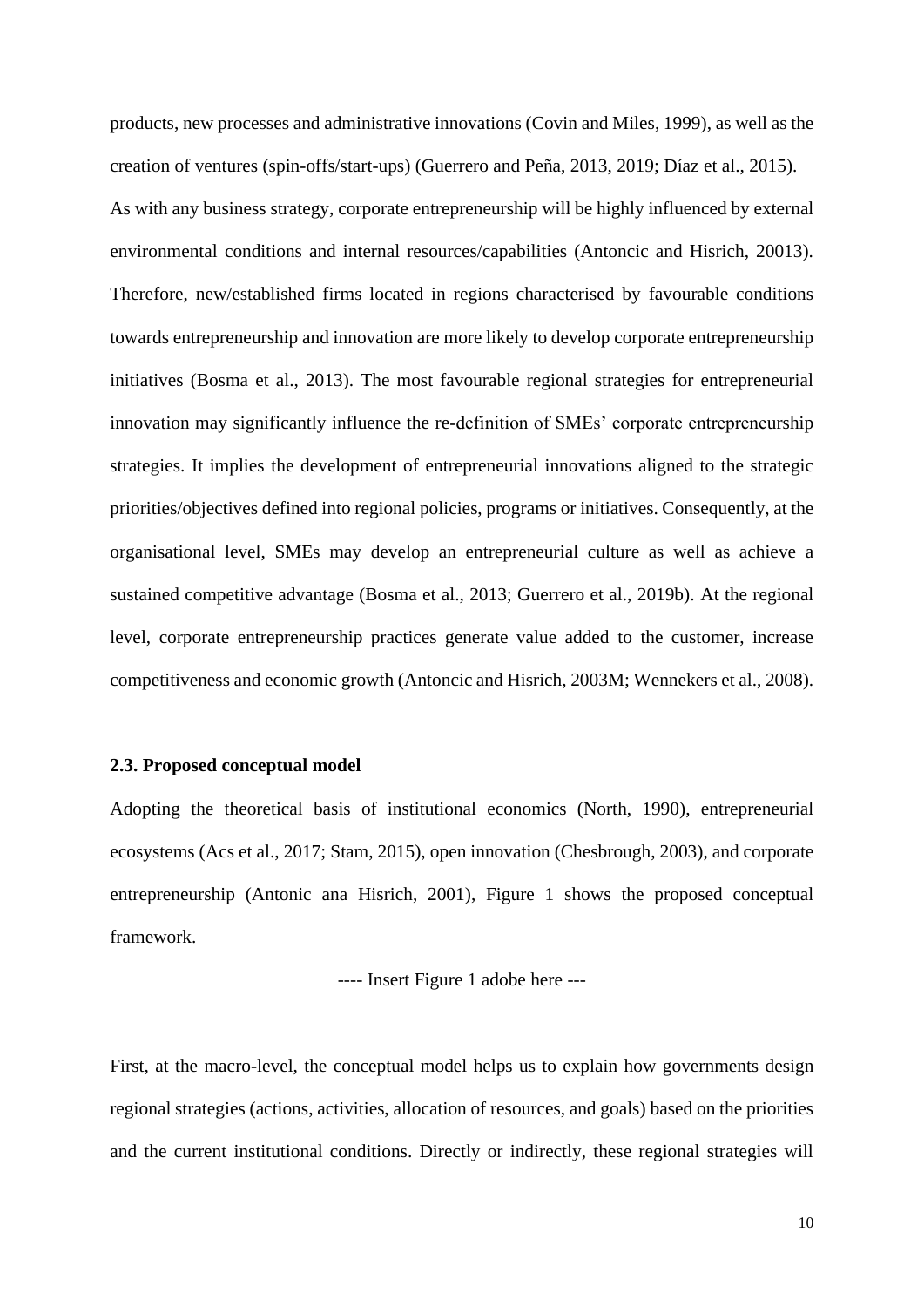products, new processes and administrative innovations (Covin and Miles, 1999), as well as the creation of ventures (spin-offs/start-ups) (Guerrero and Peña, 2013, 2019; Díaz et al., 2015). As with any business strategy, corporate entrepreneurship will be highly influenced by external environmental conditions and internal resources/capabilities (Antoncic and Hisrich, 20013). Therefore, new/established firms located in regions characterised by favourable conditions towards entrepreneurship and innovation are more likely to develop corporate entrepreneurship initiatives (Bosma et al., 2013). The most favourable regional strategies for entrepreneurial innovation may significantly influence the re-definition of SMEs' corporate entrepreneurship strategies. It implies the development of entrepreneurial innovations aligned to the strategic priorities/objectives defined into regional policies, programs or initiatives. Consequently, at the organisational level, SMEs may develop an entrepreneurial culture as well as achieve a sustained competitive advantage (Bosma et al., 2013; Guerrero et al., 2019b). At the regional level, corporate entrepreneurship practices generate value added to the customer, increase competitiveness and economic growth (Antoncic and Hisrich, 2003M; Wennekers et al., 2008).

### 2.3. Proposed conceptual model

Adopting the theoretical basis of institutional economics (North, 1990), entrepreneurial ecosystems (Acs et al., 2017; Stam, 2015), open innovation (Chesbrough, 2003), and corporate entrepreneurship (Antonic ana Hisrich, 2001), Figure 1 shows the proposed conceptual framework.

---- Insert Figure 1 adobe here ---

First, at the macro-level, the conceptual model helps us to explain how governments design regional strategies (actions, activities, allocation of resources, and goals) based on the priorities and the current institutional conditions. Directly or indirectly, these regional strategies will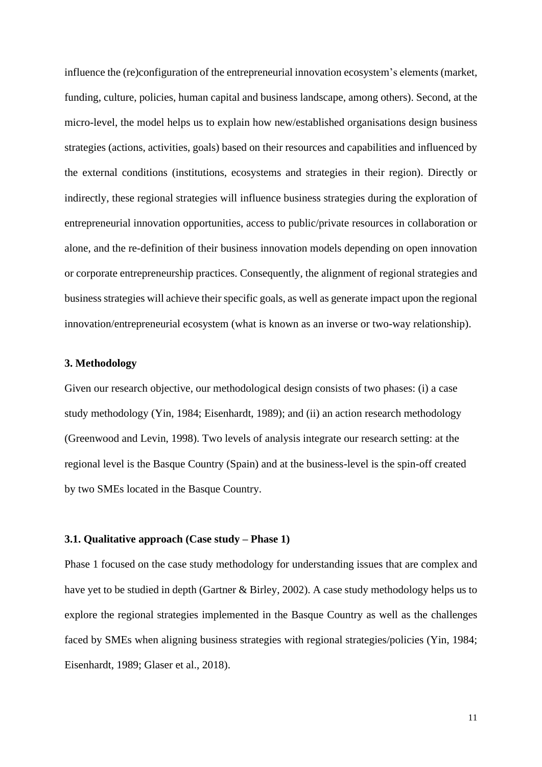influence the (re)configuration of the entrepreneurial innovation ecosystem's elements (market, funding, culture, policies, human capital and business landscape, among others). Second, at the micro-level, the model helps us to explain how new/established organisations design business strategies (actions, activities, goals) based on their resources and capabilities and influenced by the external conditions (institutions, ecosystems and strategies in their region). Directly or indirectly, these regional strategies will influence business strategies during the exploration of entrepreneurial innovation opportunities, access to public/private resources in collaboration or alone, and the re-definition of their business innovation models depending on open innovation or corporate entrepreneurship practices. Consequently, the alignment of regional strategies and business strategies will achieve their specific goals, as well as generate impact upon the regional innovation/entrepreneurial ecosystem (what is known as an inverse or two-way relationship).

## 3. Methodology

Given our research objective, our methodological design consists of two phases: (i) a case study methodology (Yin, 1984; Eisenhardt, 1989); and (ii) an action research methodology (Greenwood and Levin, 1998). Two levels of analysis integrate our research setting: at the regional level is the Basque Country (Spain) and at the business-level is the spin-off created by two SMEs located in the Basque Country.

### 3.1. Qualitative approach (Case study – Phase 1)

Phase 1 focused on the case study methodology for understanding issues that are complex and have yet to be studied in depth (Gartner & Birley, 2002). A case study methodology helps us to explore the regional strategies implemented in the Basque Country as well as the challenges faced by SMEs when aligning business strategies with regional strategies/policies (Yin, 1984; Eisenhardt, 1989; Glaser et al., 2018).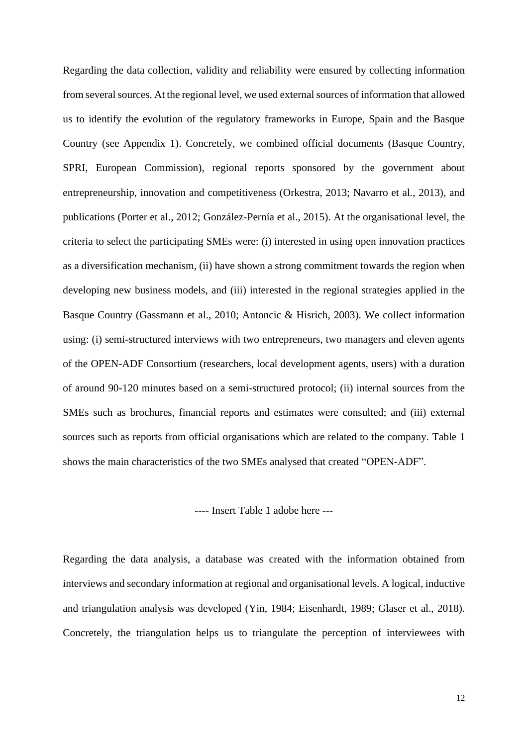Regarding the data collection, validity and reliability were ensured by collecting information from several sources. At the regional level, we used external sources of information that allowed us to identify the evolution of the regulatory frameworks in Europe, Spain and the Basque Country (see Appendix 1). Concretely, we combined official documents (Basque Country, SPRI, European Commission), regional reports sponsored by the government about entrepreneurship, innovation and competitiveness (Orkestra, 2013; Navarro et al., 2013), and publications (Porter et al., 2012; González-Pernía et al., 2015). At the organisational level, the criteria to select the participating SMEs were: (i) interested in using open innovation practices as a diversification mechanism, (ii) have shown a strong commitment towards the region when developing new business models, and (iii) interested in the regional strategies applied in the Basque Country (Gassmann et al., 2010; Antoncic & Hisrich, 2003). We collect information using: (i) semi-structured interviews with two entrepreneurs, two managers and eleven agents of the OPEN-ADF Consortium (researchers, local development agents, users) with a duration of around 90-120 minutes based on a semi-structured protocol; (ii) internal sources from the SMEs such as brochures, financial reports and estimates were consulted; and (iii) external sources such as reports from official organisations which are related to the company. Table 1 shows the main characteristics of the two SMEs analysed that created "OPEN-ADF".

---- Insert Table 1 adobe here ---

Regarding the data analysis, a database was created with the information obtained from interviews and secondary information at regional and organisational levels. A logical, inductive and triangulation analysis was developed (Yin, 1984; Eisenhardt, 1989; Glaser et al., 2018). Concretely, the triangulation helps us to triangulate the perception of interviewees with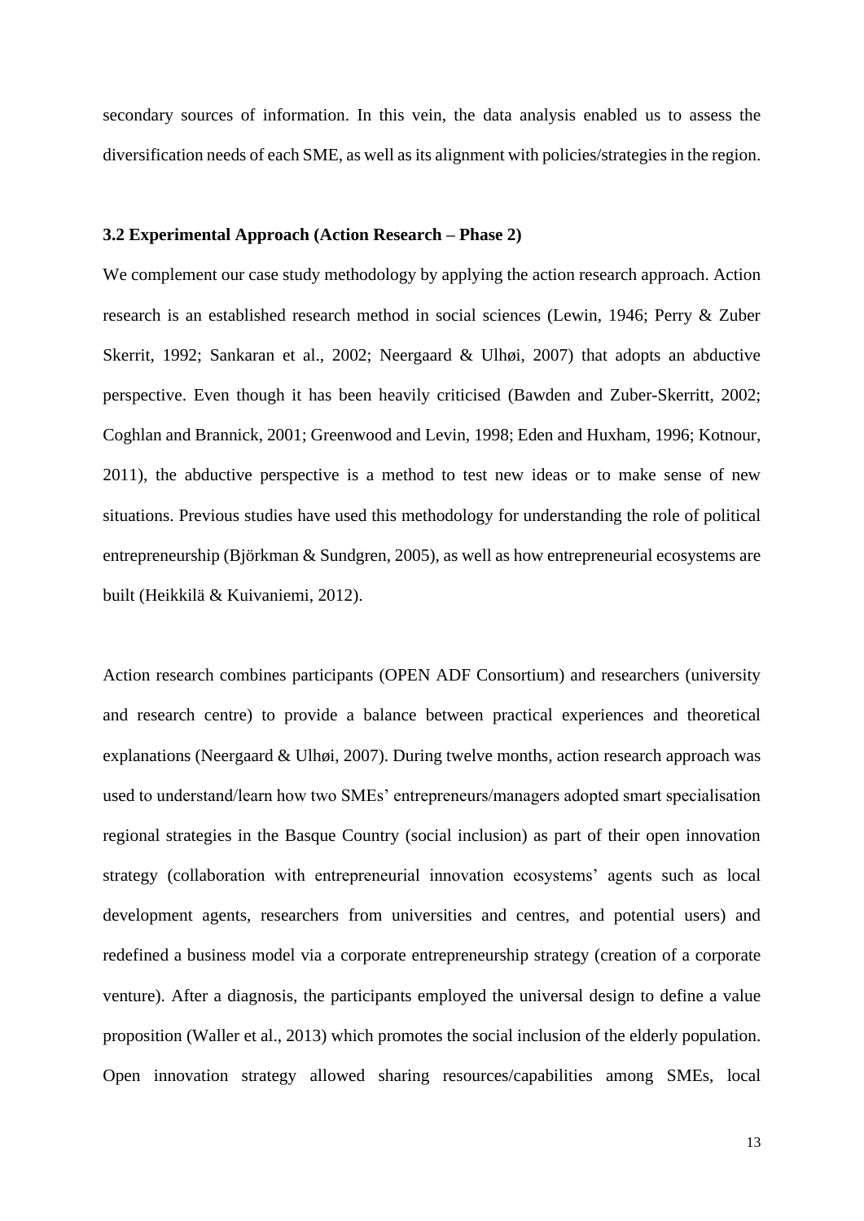secondary sources of information. In this vein, the data analysis enabled us to assess the diversification needs of each SME, as well as its alignment with policies/strategies in the region.

### 3.2 Experimental Approach (Action Research – Phase 2)

We complement our case study methodology by applying the action research approach. Action research is an established research method in social sciences (Lewin, 1946; Perry & Zuber Skerrit, 1992; Sankaran et al., 2002; Neergaard & Ulhøi, 2007) that adopts an abductive perspective. Even though it has been heavily criticised (Bawden and Zuber-Skerritt, 2002; Coghlan and Brannick, 2001; Greenwood and Levin, 1998; Eden and Huxham, 1996; Kotnour, 2011), the abductive perspective is a method to test new ideas or to make sense of new situations. Previous studies have used this methodology for understanding the role of political entrepreneurship (Björkman & Sundgren, 2005), as well as how entrepreneurial ecosystems are built (Heikkilä & Kuivaniemi, 2012).

Action research combines participants (OPEN ADF Consortium) and researchers (university and research centre) to provide a balance between practical experiences and theoretical explanations (Neergaard & Ulhøi, 2007). During twelve months, action research approach was used to understand/learn how two SMEs' entrepreneurs/managers adopted smart specialisation regional strategies in the Basque Country (social inclusion) as part of their open innovation strategy (collaboration with entrepreneurial innovation ecosystems' agents such as local development agents, researchers from universities and centres, and potential users) and redefined a business model via a corporate entrepreneurship strategy (creation of a corporate venture). After a diagnosis, the participants employed the universal design to define a value proposition (Waller et al., 2013) which promotes the social inclusion of the elderly population. Open innovation strategy allowed sharing resources/capabilities among SMEs, local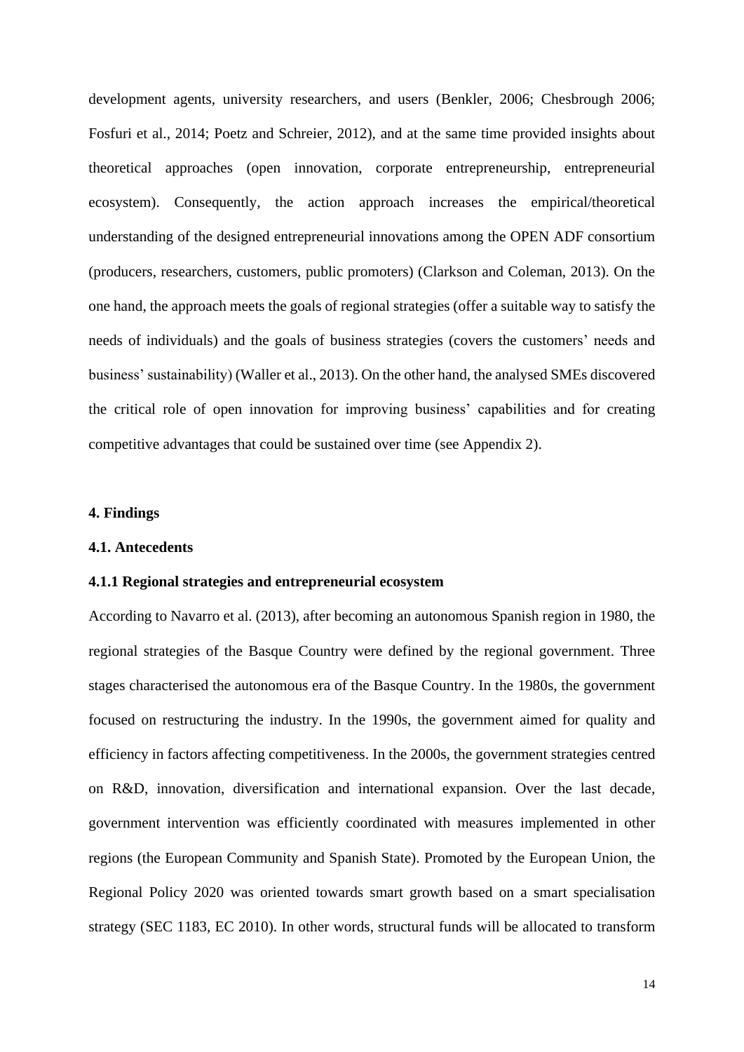development agents, university researchers, and users (Benkler, 2006; Chesbrough 2006; Fosfuri et al., 2014; Poetz and Schreier, 2012), and at the same time provided insights about theoretical approaches (open innovation, corporate entrepreneurship, entrepreneurial ecosystem). Consequently, the action approach increases the empirical/theoretical understanding of the designed entrepreneurial innovations among the OPEN ADF consortium (producers, researchers, customers, public promoters) (Clarkson and Coleman, 2013). On the one hand, the approach meets the goals of regional strategies (offer a suitable way to satisfy the needs of individuals) and the goals of business strategies (covers the customers' needs and business' sustainability) (Waller et al., 2013). On the other hand, the analysed SMEs discovered the critical role of open innovation for improving business' capabilities and for creating competitive advantages that could be sustained over time (see Appendix 2).

## 4. Findings

### 4.1. Antecedents

#### 4.1.1 Regional strategies and entrepreneurial ecosystem

According to Navarro et al. (2013), after becoming an autonomous Spanish region in 1980, the regional strategies of the Basque Country were defined by the regional government. Three stages characterised the autonomous era of the Basque Country. In the 1980s, the government focused on restructuring the industry. In the 1990s, the government aimed for quality and efficiency in factors affecting competitiveness. In the 2000s, the government strategies centred on R&D, innovation, diversification and international expansion. Over the last decade, government intervention was efficiently coordinated with measures implemented in other regions (the European Community and Spanish State). Promoted by the European Union, the Regional Policy 2020 was oriented towards smart growth based on a smart specialisation strategy (SEC 1183, EC 2010). In other words, structural funds will be allocated to transform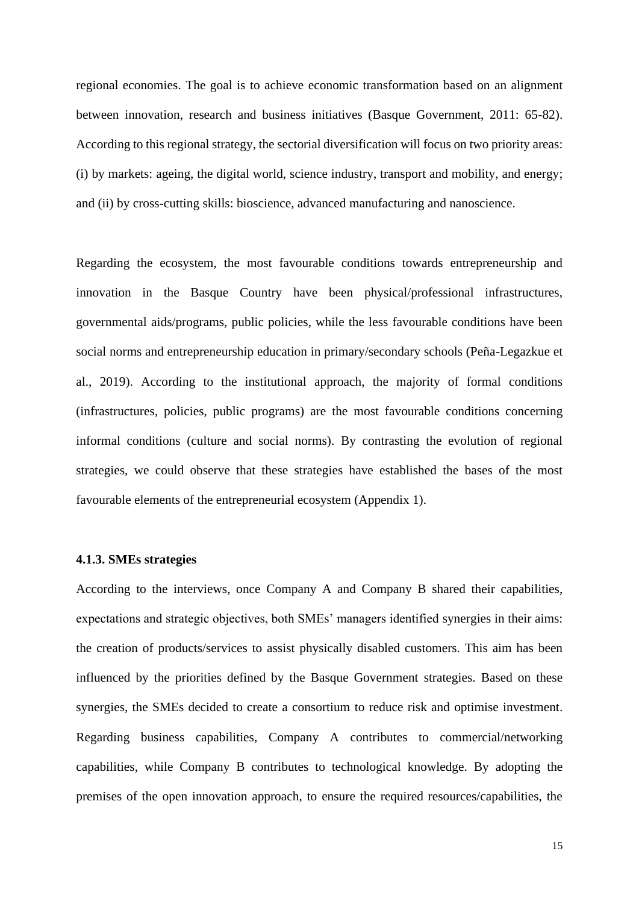regional economies. The goal is to achieve economic transformation based on an alignment between innovation, research and business initiatives (Basque Government, 2011: 65-82). According to this regional strategy, the sectorial diversification will focus on two priority areas: (i) by markets: ageing, the digital world, science industry, transport and mobility, and energy; and (ii) by cross-cutting skills: bioscience, advanced manufacturing and nanoscience.

Regarding the ecosystem, the most favourable conditions towards entrepreneurship and innovation in the Basque Country have been physical/professional infrastructures, governmental aids/programs, public policies, while the less favourable conditions have been social norms and entrepreneurship education in primary/secondary schools (Peña-Legazkue et al., 2019). According to the institutional approach, the majority of formal conditions (infrastructures, policies, public programs) are the most favourable conditions concerning informal conditions (culture and social norms). By contrasting the evolution of regional strategies, we could observe that these strategies have established the bases of the most favourable elements of the entrepreneurial ecosystem (Appendix 1).

#### 4.1.3. SMEs strategies

According to the interviews, once Company A and Company B shared their capabilities, expectations and strategic objectives, both SMEs' managers identified synergies in their aims: the creation of products/services to assist physically disabled customers. This aim has been influenced by the priorities defined by the Basque Government strategies. Based on these synergies, the SMEs decided to create a consortium to reduce risk and optimise investment. Regarding business capabilities, Company A contributes to commercial/networking capabilities, while Company B contributes to technological knowledge. By adopting the premises of the open innovation approach, to ensure the required resources/capabilities, the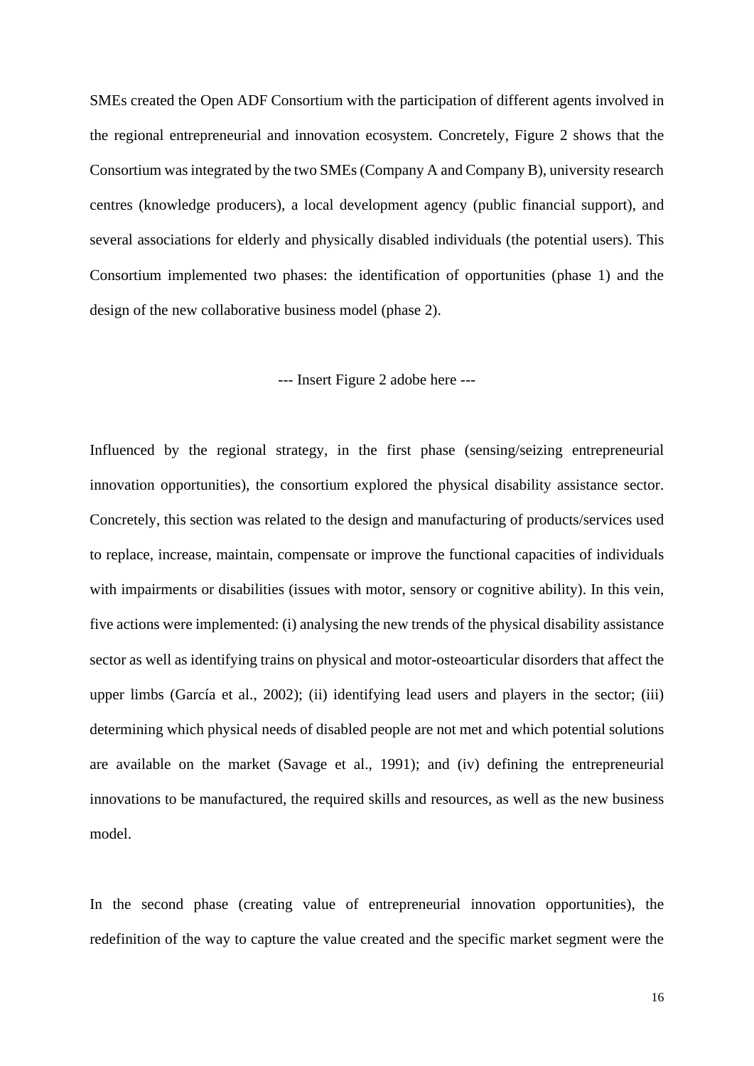SMEs created the Open ADF Consortium with the participation of different agents involved in the regional entrepreneurial and innovation ecosystem. Concretely, Figure 2 shows that the Consortium was integrated by the two SMEs (Company A and Company B), university research centres (knowledge producers), a local development agency (public financial support), and several associations for elderly and physically disabled individuals (the potential users). This Consortium implemented two phases: the identification of opportunities (phase 1) and the design of the new collaborative business model (phase 2).

--- Insert Figure 2 adobe here ---

Influenced by the regional strategy, in the first phase (sensing/seizing entrepreneurial innovation opportunities), the consortium explored the physical disability assistance sector. Concretely, this section was related to the design and manufacturing of products/services used to replace, increase, maintain, compensate or improve the functional capacities of individuals with impairments or disabilities (issues with motor, sensory or cognitive ability). In this vein, five actions were implemented: (i) analysing the new trends of the physical disability assistance sector as well as identifying trains on physical and motor-osteoarticular disorders that affect the upper limbs (García et al., 2002); (ii) identifying lead users and players in the sector; (iii) determining which physical needs of disabled people are not met and which potential solutions are available on the market (Savage et al., 1991); and (iv) defining the entrepreneurial innovations to be manufactured, the required skills and resources, as well as the new business model.

In the second phase (creating value of entrepreneurial innovation opportunities), the redefinition of the way to capture the value created and the specific market segment were the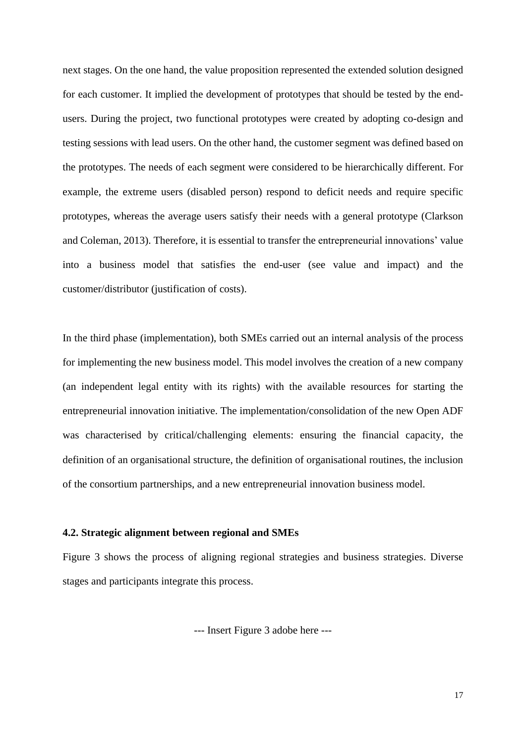next stages. On the one hand, the value proposition represented the extended solution designed for each customer. It implied the development of prototypes that should be tested by the end-users. During the project, two functional prototypes were created by adopting co-design and testing sessions with lead users. On the other hand, the customer segment was defined based on the prototypes. The needs of each segment were considered to be hierarchically different. For example, the extreme users (disabled person) respond to deficit needs and require specific prototypes, whereas the average users satisfy their needs with a general prototype (Clarkson and Coleman, 2013). Therefore, it is essential to transfer the entrepreneurial innovations' value into a business model that satisfies the end-user (see value and impact) and the customer/distributor (justification of costs).

In the third phase (implementation), both SMEs carried out an internal analysis of the process for implementing the new business model. This model involves the creation of a new company (an independent legal entity with its rights) with the available resources for starting the entrepreneurial innovation initiative. The implementation/consolidation of the new Open ADF was characterised by critical/challenging elements: ensuring the financial capacity, the definition of an organisational structure, the definition of organisational routines, the inclusion of the consortium partnerships, and a new entrepreneurial innovation business model.

### 4.2. Strategic alignment between regional and SMEs

Figure 3 shows the process of aligning regional strategies and business strategies. Diverse stages and participants integrate this process.

--- Insert Figure 3 adobe here ---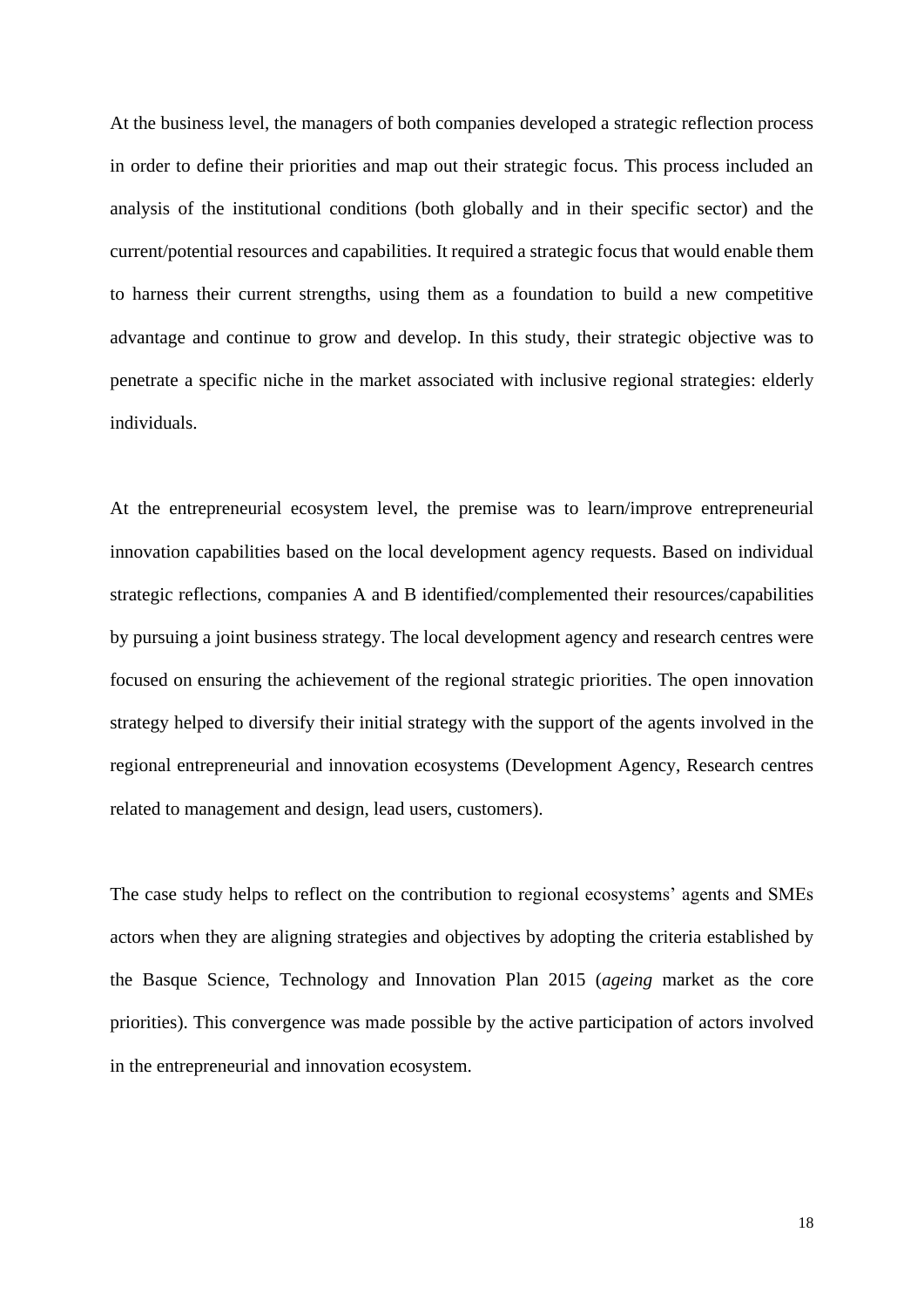At the business level, the managers of both companies developed a strategic reflection process in order to define their priorities and map out their strategic focus. This process included an analysis of the institutional conditions (both globally and in their specific sector) and the current/potential resources and capabilities. It required a strategic focus that would enable them to harness their current strengths, using them as a foundation to build a new competitive advantage and continue to grow and develop. In this study, their strategic objective was to penetrate a specific niche in the market associated with inclusive regional strategies: elderly individuals.

At the entrepreneurial ecosystem level, the premise was to learn/improve entrepreneurial innovation capabilities based on the local development agency requests. Based on individual strategic reflections, companies A and B identified/complemented their resources/capabilities by pursuing a joint business strategy. The local development agency and research centres were focused on ensuring the achievement of the regional strategic priorities. The open innovation strategy helped to diversify their initial strategy with the support of the agents involved in the regional entrepreneurial and innovation ecosystems (Development Agency, Research centres related to management and design, lead users, customers).

The case study helps to reflect on the contribution to regional ecosystems' agents and SMEs actors when they are aligning strategies and objectives by adopting the criteria established by the Basque Science, Technology and Innovation Plan 2015 (*ageing* market as the core priorities). This convergence was made possible by the active participation of actors involved in the entrepreneurial and innovation ecosystem.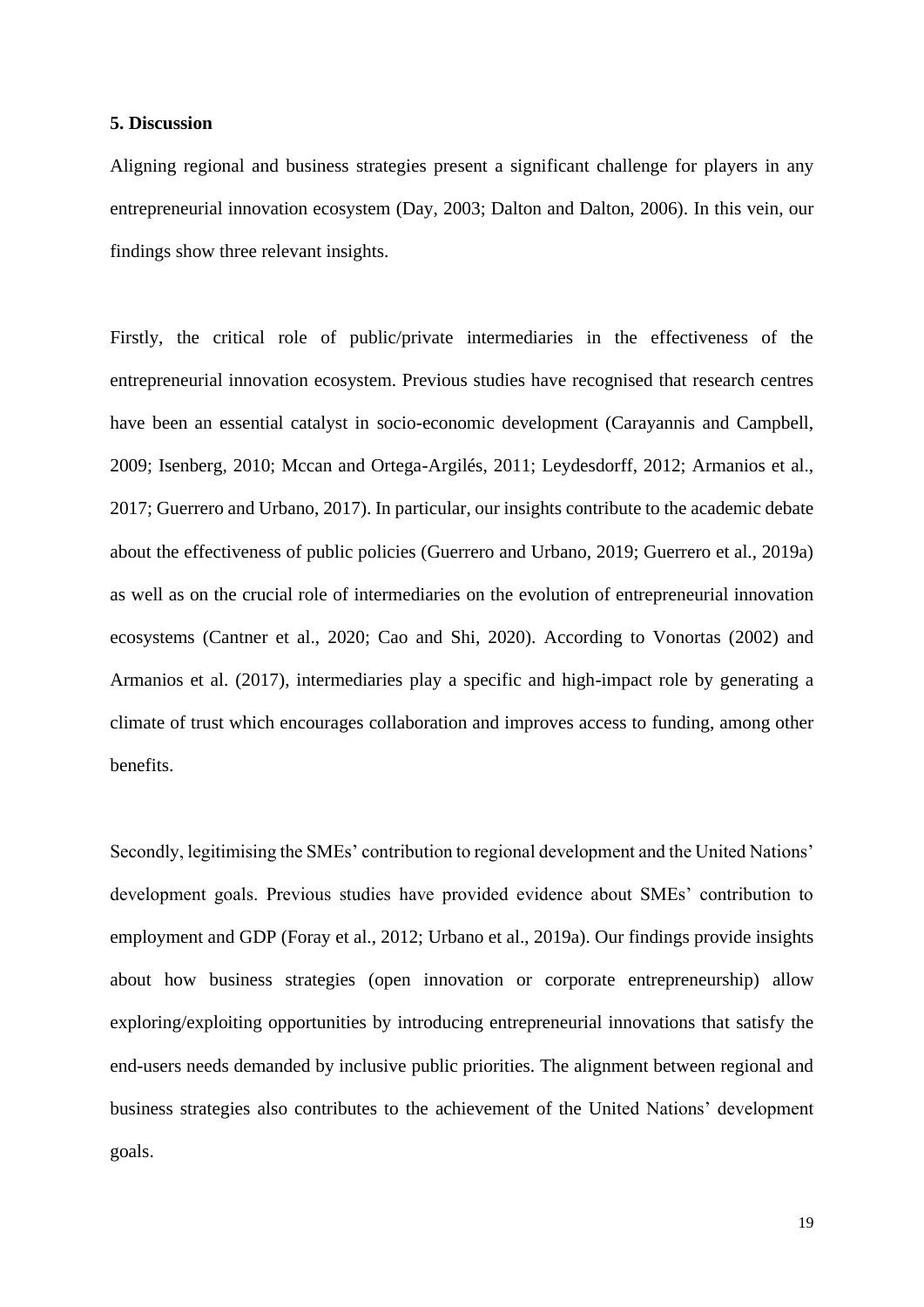## 5. Discussion

Aligning regional and business strategies present a significant challenge for players in any entrepreneurial innovation ecosystem (Day, 2003; Dalton and Dalton, 2006). In this vein, our findings show three relevant insights.

Firstly, the critical role of public/private intermediaries in the effectiveness of the entrepreneurial innovation ecosystem. Previous studies have recognised that research centres have been an essential catalyst in socio-economic development (Carayannis and Campbell, 2009; Isenberg, 2010; Mccan and Ortega-Argilés, 2011; Leydesdorff, 2012; Armanios et al., 2017; Guerrero and Urbano, 2017). In particular, our insights contribute to the academic debate about the effectiveness of public policies (Guerrero and Urbano, 2019; Guerrero et al., 2019a) as well as on the crucial role of intermediaries on the evolution of entrepreneurial innovation ecosystems (Cantner et al., 2020; Cao and Shi, 2020). According to Vonortas (2002) and Armanios et al. (2017), intermediaries play a specific and high-impact role by generating a climate of trust which encourages collaboration and improves access to funding, among other benefits.

Secondly, legitimising the SMEs' contribution to regional development and the United Nations' development goals. Previous studies have provided evidence about SMEs' contribution to employment and GDP (Foray et al., 2012; Urbano et al., 2019a). Our findings provide insights about how business strategies (open innovation or corporate entrepreneurship) allow exploring/exploiting opportunities by introducing entrepreneurial innovations that satisfy the end-users needs demanded by inclusive public priorities. The alignment between regional and business strategies also contributes to the achievement of the United Nations' development goals.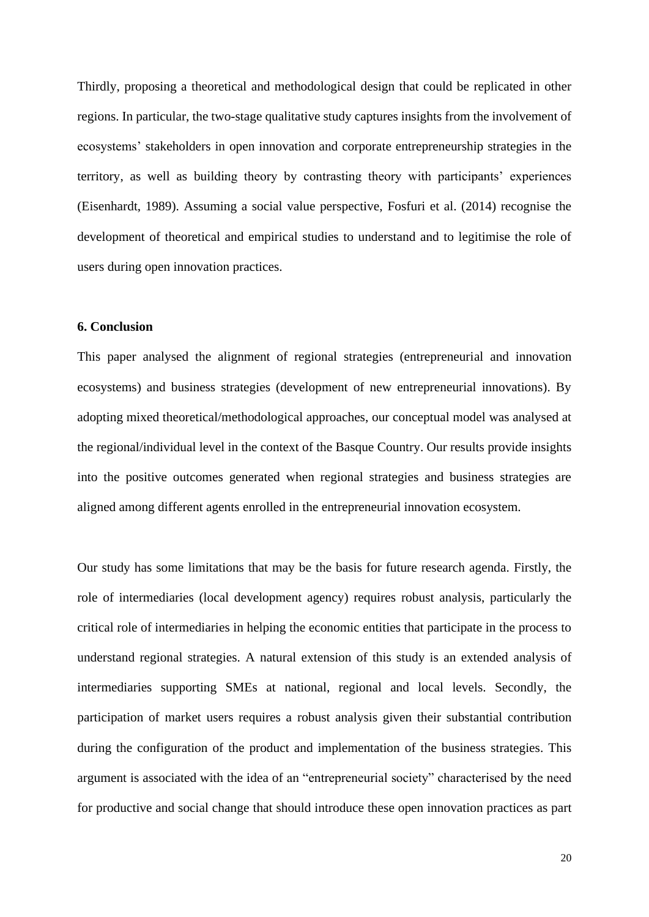Thirdly, proposing a theoretical and methodological design that could be replicated in other regions. In particular, the two-stage qualitative study captures insights from the involvement of ecosystems' stakeholders in open innovation and corporate entrepreneurship strategies in the territory, as well as building theory by contrasting theory with participants' experiences (Eisenhardt, 1989). Assuming a social value perspective, Fosfuri et al. (2014) recognise the development of theoretical and empirical studies to understand and to legitimise the role of users during open innovation practices.

## 6. Conclusion

This paper analysed the alignment of regional strategies (entrepreneurial and innovation ecosystems) and business strategies (development of new entrepreneurial innovations). By adopting mixed theoretical/methodological approaches, our conceptual model was analysed at the regional/individual level in the context of the Basque Country. Our results provide insights into the positive outcomes generated when regional strategies and business strategies are aligned among different agents enrolled in the entrepreneurial innovation ecosystem.

Our study has some limitations that may be the basis for future research agenda. Firstly, the role of intermediaries (local development agency) requires robust analysis, particularly the critical role of intermediaries in helping the economic entities that participate in the process to understand regional strategies. A natural extension of this study is an extended analysis of intermediaries supporting SMEs at national, regional and local levels. Secondly, the participation of market users requires a robust analysis given their substantial contribution during the configuration of the product and implementation of the business strategies. This argument is associated with the idea of an "entrepreneurial society" characterised by the need for productive and social change that should introduce these open innovation practices as part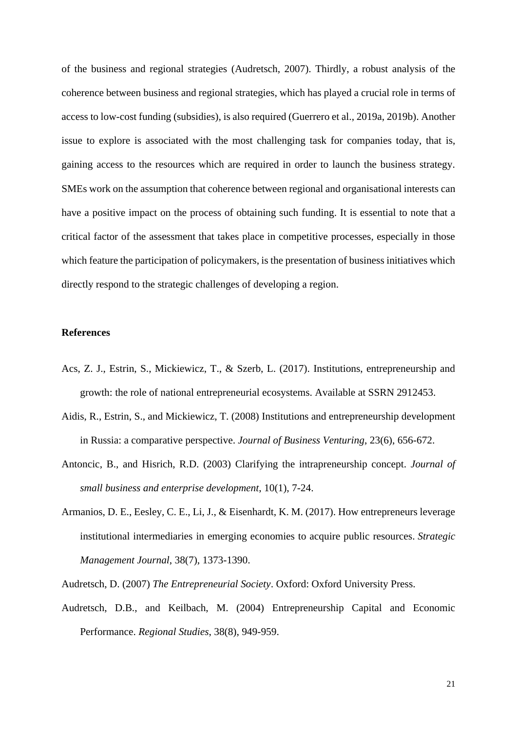of the business and regional strategies (Audretsch, 2007). Thirdly, a robust analysis of the coherence between business and regional strategies, which has played a crucial role in terms of access to low-cost funding (subsidies), is also required (Guerrero et al., 2019a, 2019b). Another issue to explore is associated with the most challenging task for companies today, that is, gaining access to the resources which are required in order to launch the business strategy. SMEs work on the assumption that coherence between regional and organisational interests can have a positive impact on the process of obtaining such funding. It is essential to note that a critical factor of the assessment that takes place in competitive processes, especially in those which feature the participation of policymakers, is the presentation of business initiatives which directly respond to the strategic challenges of developing a region.

## References

Acs, Z. J., Estrin, S., Mickiewicz, T., & Szerb, L. (2017). Institutions, entrepreneurship and growth: the role of national entrepreneurial ecosystems. Available at SSRN 2912453.

Aidis, R., Estrin, S., and Mickiewicz, T. (2008) Institutions and entrepreneurship development in Russia: a comparative perspective. *Journal of Business Venturing*, 23(6), 656-672.

Antoncic, B., and Hisrich, R.D. (2003) Clarifying the intrapreneurship concept. *Journal of small business and enterprise development*, 10(1), 7-24.

Armanios, D. E., Eesley, C. E., Li, J., & Eisenhardt, K. M. (2017). How entrepreneurs leverage institutional intermediaries in emerging economies to acquire public resources. *Strategic Management Journal*, 38(7), 1373-1390.

Audretsch, D. (2007) *The Entrepreneurial Society*. Oxford: Oxford University Press.

Audretsch, D.B., and Keilbach, M. (2004) Entrepreneurship Capital and Economic Performance. *Regional Studies*, 38(8), 949-959.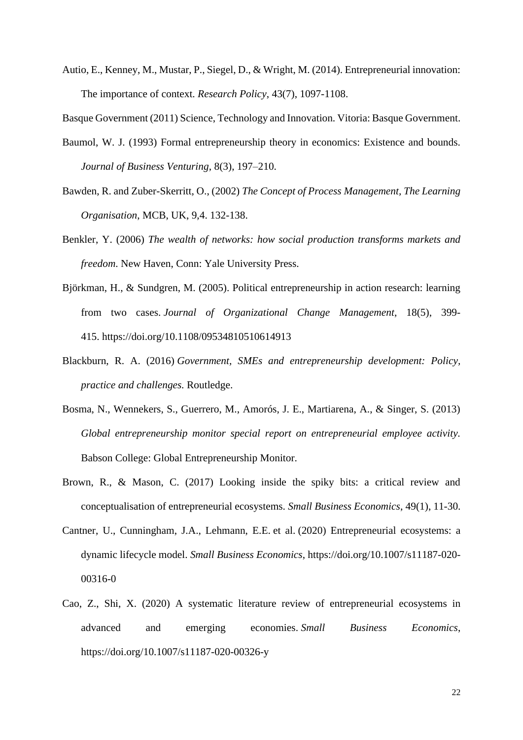Autio, E., Kenney, M., Mustar, P., Siegel, D., & Wright, M. (2014). Entrepreneurial innovation: The importance of context. *Research Policy*, 43(7), 1097-1108.

Basque Government (2011) Science, Technology and Innovation. Vitoria: Basque Government.

Baumol, W. J. (1993) Formal entrepreneurship theory in economics: Existence and bounds. *Journal of Business Venturing*, 8(3), 197–210.

Bawden, R. and Zuber-Skerritt, O., (2002) *The Concept of Process Management, The Learning Organisation*, MCB, UK, 9,4. 132-138.

Benkler, Y. (2006) *The wealth of networks: how social production transforms markets and freedom*. New Haven, Conn: Yale University Press.

Björkman, H., & Sundgren, M. (2005). Political entrepreneurship in action research: learning from two cases. *Journal of Organizational Change Management*, 18(5), 399-415. https://doi.org/10.1108/09534810510614913

Blackburn, R. A. (2016) *Government, SMEs and entrepreneurship development: Policy, practice and challenges.* Routledge.

Bosma, N., Wennekers, S., Guerrero, M., Amorós, J. E., Martiarena, A., & Singer, S. (2013) *Global entrepreneurship monitor special report on entrepreneurial employee activity*. Babson College: Global Entrepreneurship Monitor.

Brown, R., & Mason, C. (2017) Looking inside the spiky bits: a critical review and conceptualisation of entrepreneurial ecosystems. *Small Business Economics*, 49(1), 11-30.

Cantner, U., Cunningham, J.A., Lehmann, E.E. et al. (2020) Entrepreneurial ecosystems: a dynamic lifecycle model. *Small Business Economics*, https://doi.org/10.1007/s11187-020-00316-0

Cao, Z., Shi, X. (2020) A systematic literature review of entrepreneurial ecosystems in advanced and emerging economies. *Small Business Economics*, https://doi.org/10.1007/s11187-020-00326-y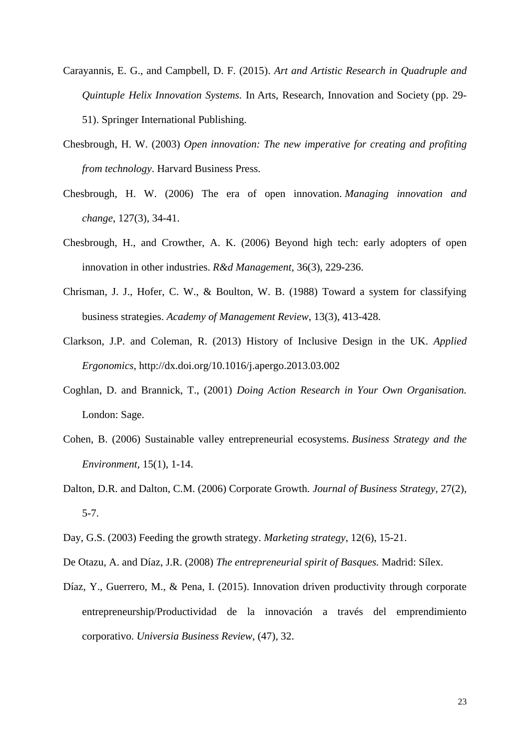Carayannis, E. G., and Campbell, D. F. (2015). *Art and Artistic Research in Quadruple and Quintuple Helix Innovation Systems.* In Arts, Research, Innovation and Society (pp. 29-51). Springer International Publishing.

Chesbrough, H. W. (2003) *Open innovation: The new imperative for creating and profiting from technology*. Harvard Business Press.

Chesbrough, H. W. (2006) The era of open innovation. *Managing innovation and change*, 127(3), 34-41.

Chesbrough, H., and Crowther, A. K. (2006) Beyond high tech: early adopters of open innovation in other industries. *R&d Management*, 36(3), 229-236.

Chrisman, J. J., Hofer, C. W., & Boulton, W. B. (1988) Toward a system for classifying business strategies. *Academy of Management Review*, 13(3), 413-428.

Clarkson, J.P. and Coleman, R. (2013) History of Inclusive Design in the UK. *Applied Ergonomics*, http://dx.doi.org/10.1016/j.apergo.2013.03.002

Coghlan, D. and Brannick, T., (2001) *Doing Action Research in Your Own Organisation.* London: Sage.

Cohen, B. (2006) Sustainable valley entrepreneurial ecosystems. *Business Strategy and the Environment*, 15(1), 1-14.

Dalton, D.R. and Dalton, C.M. (2006) Corporate Growth. *Journal of Business Strategy*, 27(2), 5-7.

Day, G.S. (2003) Feeding the growth strategy. *Marketing strategy*, 12(6), 15-21.

De Otazu, A. and Díaz, J.R. (2008) *The entrepreneurial spirit of Basques.* Madrid: Sílex.

Díaz, Y., Guerrero, M., & Pena, I. (2015). Innovation driven productivity through corporate entrepreneurship/Productividad de la innovación a través del emprendimiento corporativo. *Universia Business Review*, (47), 32.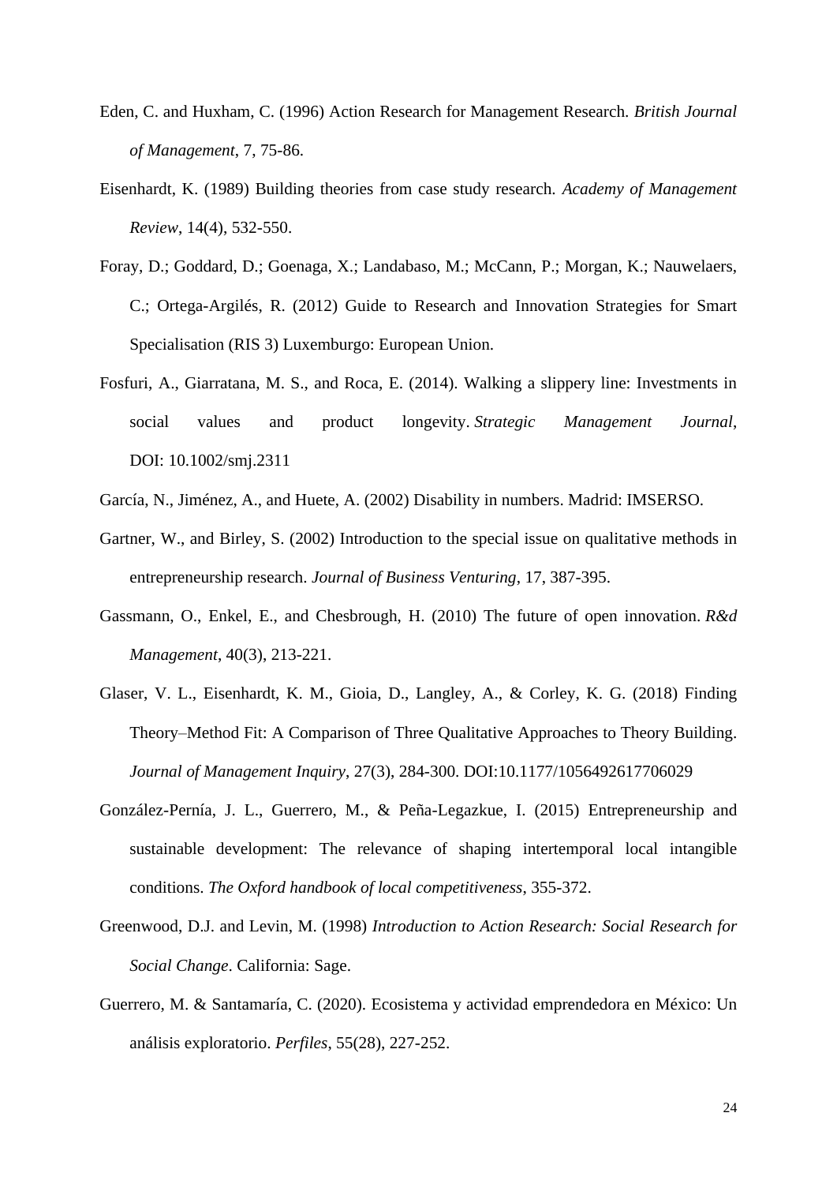Eden, C. and Huxham, C. (1996) Action Research for Management Research. *British Journal of Management*, 7, 75-86.

Eisenhardt, K. (1989) Building theories from case study research. *Academy of Management Review*, 14(4), 532-550.

Foray, D.; Goddard, D.; Goenaga, X.; Landabaso, M.; McCann, P.; Morgan, K.; Nauwelaers, C.; Ortega-Argilés, R. (2012) Guide to Research and Innovation Strategies for Smart Specialisation (RIS 3) Luxemburgo: European Union.

Fosfuri, A., Giarratana, M. S., and Roca, E. (2014). Walking a slippery line: Investments in social values and product longevity. *Strategic Management Journal*, DOI: 10.1002/smj.2311

García, N., Jiménez, A., and Huete, A. (2002) Disability in numbers. Madrid: IMSERSO.

Gartner, W., and Birley, S. (2002) Introduction to the special issue on qualitative methods in entrepreneurship research. *Journal of Business Venturing*, 17, 387-395.

Gassmann, O., Enkel, E., and Chesbrough, H. (2010) The future of open innovation. *R&d Management*, 40(3), 213-221.

Glaser, V. L., Eisenhardt, K. M., Gioia, D., Langley, A., & Corley, K. G. (2018) Finding Theory–Method Fit: A Comparison of Three Qualitative Approaches to Theory Building. *Journal of Management Inquiry*, 27(3), 284-300. DOI:10.1177/1056492617706029

González-Pernía, J. L., Guerrero, M., & Peña-Legazkue, I. (2015) Entrepreneurship and sustainable development: The relevance of shaping intertemporal local intangible conditions. *The Oxford handbook of local competitiveness*, 355-372.

Greenwood, D.J. and Levin, M. (1998) *Introduction to Action Research: Social Research for Social Change*. California: Sage.

Guerrero, M. & Santamaría, C. (2020). Ecosistema y actividad emprendedora en México: Un análisis exploratorio. *Perfiles*, 55(28), 227-252.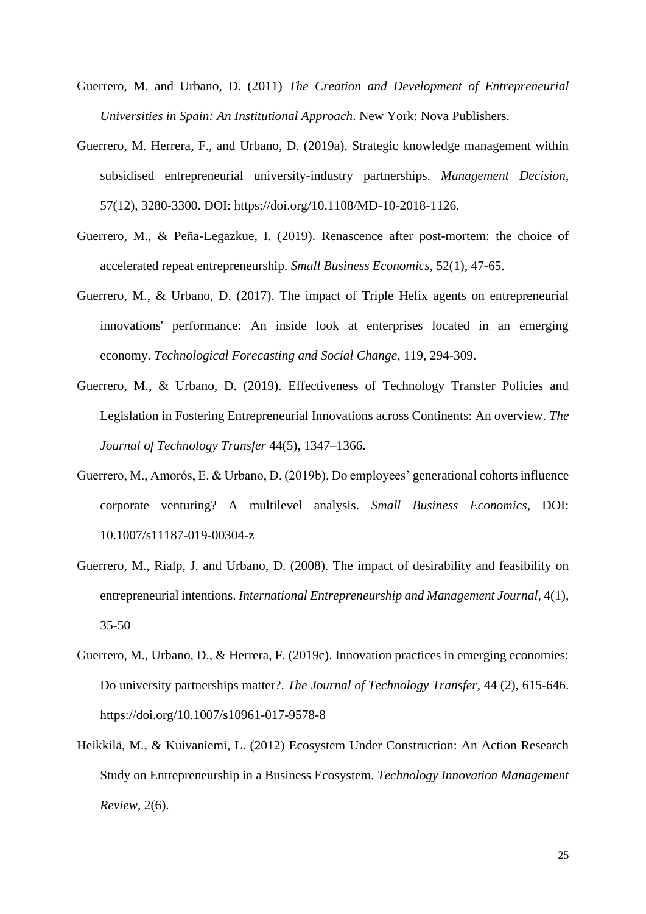Guerrero, M. and Urbano, D. (2011) *The Creation and Development of Entrepreneurial Universities in Spain: An Institutional Approach*. New York: Nova Publishers.

Guerrero, M. Herrera, F., and Urbano, D. (2019a). Strategic knowledge management within subsidised entrepreneurial university-industry partnerships. *Management Decision*, 57(12), 3280-3300. DOI: https://doi.org/10.1108/MD-10-2018-1126.

Guerrero, M., & Peña-Legazkue, I. (2019). Renascence after post-mortem: the choice of accelerated repeat entrepreneurship. *Small Business Economics*, 52(1), 47-65.

Guerrero, M., & Urbano, D. (2017). The impact of Triple Helix agents on entrepreneurial innovations' performance: An inside look at enterprises located in an emerging economy. *Technological Forecasting and Social Change*, 119, 294-309.

Guerrero, M., & Urbano, D. (2019). Effectiveness of Technology Transfer Policies and Legislation in Fostering Entrepreneurial Innovations across Continents: An overview. *The Journal of Technology Transfer* 44(5), 1347–1366.

Guerrero, M., Amorós, E. & Urbano, D. (2019b). Do employees' generational cohorts influence corporate venturing? A multilevel analysis. *Small Business Economics*, DOI: 10.1007/s11187-019-00304-z

Guerrero, M., Rialp, J. and Urbano, D. (2008). The impact of desirability and feasibility on entrepreneurial intentions. *International Entrepreneurship and Management Journal*, 4(1), 35-50

Guerrero, M., Urbano, D., & Herrera, F. (2019c). Innovation practices in emerging economies: Do university partnerships matter?. *The Journal of Technology Transfer*, 44 (2), 615-646. https://doi.org/10.1007/s10961-017-9578-8

Heikkilä, M., & Kuivaniemi, L. (2012) Ecosystem Under Construction: An Action Research Study on Entrepreneurship in a Business Ecosystem. *Technology Innovation Management Review*, 2(6).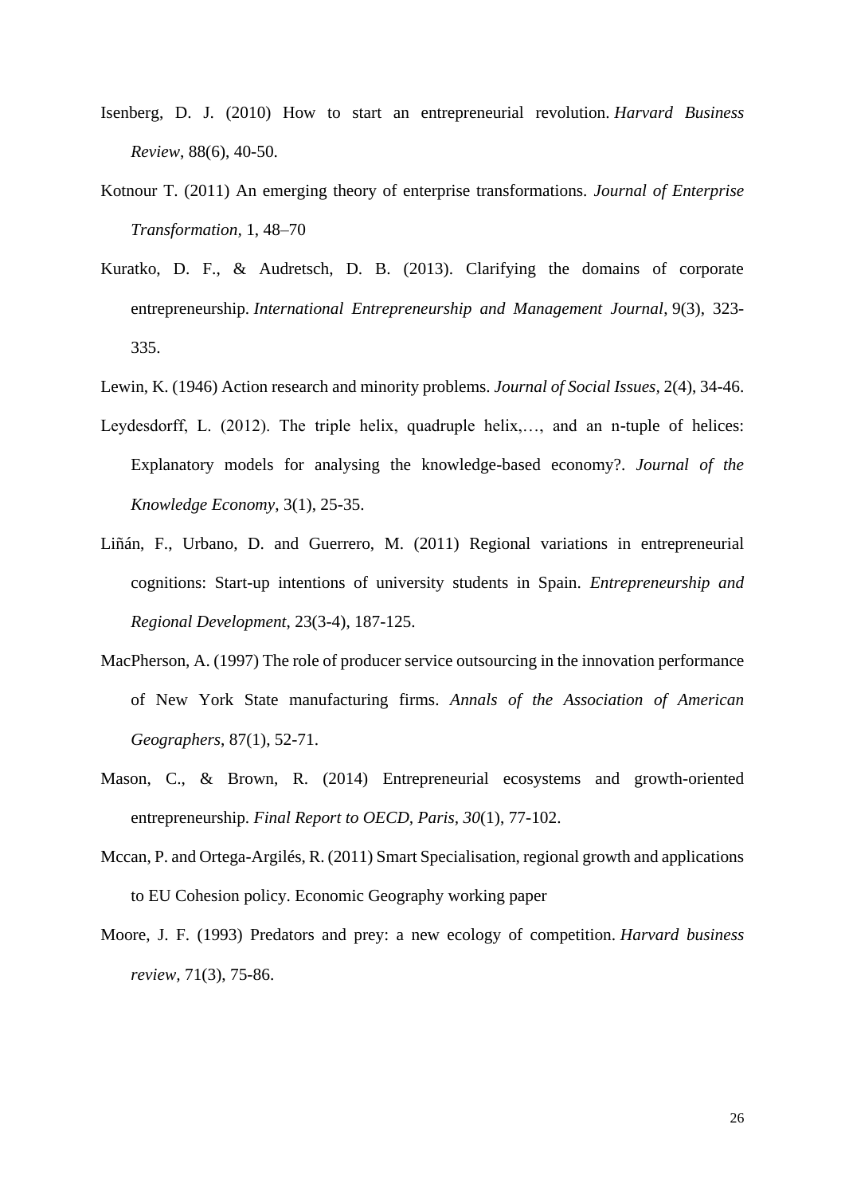Isenberg, D. J. (2010) How to start an entrepreneurial revolution. *Harvard Business Review*, 88(6), 40-50.

Kotnour T. (2011) An emerging theory of enterprise transformations. *Journal of Enterprise Transformation*, 1, 48–70

Kuratko, D. F., & Audretsch, D. B. (2013). Clarifying the domains of corporate entrepreneurship. *International Entrepreneurship and Management Journal*, 9(3), 323-335.

Lewin, K. (1946) Action research and minority problems. *Journal of Social Issues*, 2(4), 34-46.

Leydesdorff, L. (2012). The triple helix, quadruple helix,…, and an n-tuple of helices: Explanatory models for analysing the knowledge-based economy?. *Journal of the Knowledge Economy*, 3(1), 25-35.

Liñán, F., Urbano, D. and Guerrero, M. (2011) Regional variations in entrepreneurial cognitions: Start-up intentions of university students in Spain. *Entrepreneurship and Regional Development*, 23(3-4), 187-125.

MacPherson, A. (1997) The role of producer service outsourcing in the innovation performance of New York State manufacturing firms. *Annals of the Association of American Geographers*, 87(1), 52-71.

Mason, C., & Brown, R. (2014) Entrepreneurial ecosystems and growth-oriented entrepreneurship. *Final Report to OECD, Paris*, *30*(1), 77-102.

Mccan, P. and Ortega-Argilés, R. (2011) Smart Specialisation, regional growth and applications to EU Cohesion policy. Economic Geography working paper

Moore, J. F. (1993) Predators and prey: a new ecology of competition. *Harvard business review*, 71(3), 75-86.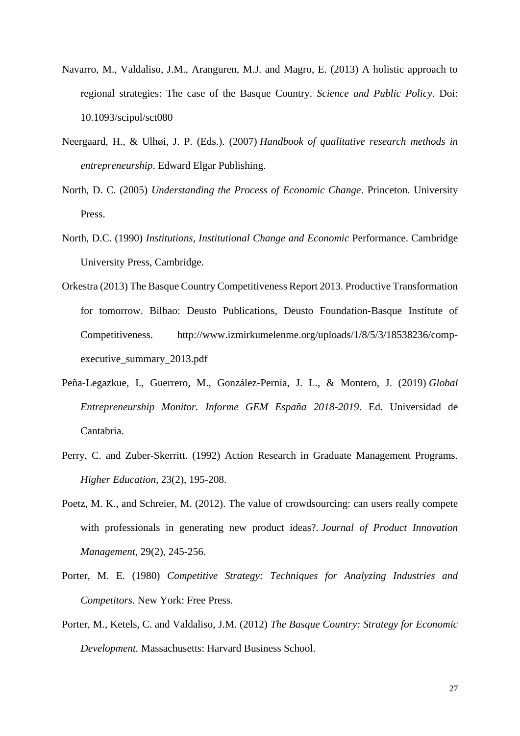Navarro, M., Valdaliso, J.M., Aranguren, M.J. and Magro, E. (2013) A holistic approach to regional strategies: The case of the Basque Country. *Science and Public Policy*. Doi: 10.1093/scipol/sct080

Neergaard, H., & Ulhøi, J. P. (Eds.). (2007) *Handbook of qualitative research methods in entrepreneurship*. Edward Elgar Publishing.

North, D. C. (2005) *Understanding the Process of Economic Change*. Princeton. University Press.

North, D.C. (1990) *Institutions, Institutional Change and Economic* Performance. Cambridge University Press, Cambridge.

Orkestra (2013) The Basque Country Competitiveness Report 2013. Productive Transformation for tomorrow. Bilbao: Deusto Publications, Deusto Foundation-Basque Institute of Competitiveness. http://www.izmirkumelenme.org/uploads/1/8/5/3/18538236/comp-executive_summary_2013.pdf

Peña-Legazkue, I., Guerrero, M., González-Pernía, J. L., & Montero, J. (2019) *Global Entrepreneurship Monitor. Informe GEM España 2018-2019*. Ed. Universidad de Cantabria.

Perry, C. and Zuber-Skerritt. (1992) Action Research in Graduate Management Programs. *Higher Education*, 23(2), 195-208.

Poetz, M. K., and Schreier, M. (2012). The value of crowdsourcing: can users really compete with professionals in generating new product ideas?. *Journal of Product Innovation Management*, 29(2), 245-256.

Porter, M. E. (1980) *Competitive Strategy: Techniques for Analyzing Industries and Competitors*. New York: Free Press.

Porter, M., Ketels, C. and Valdaliso, J.M. (2012) *The Basque Country: Strategy for Economic Development.* Massachusetts: Harvard Business School.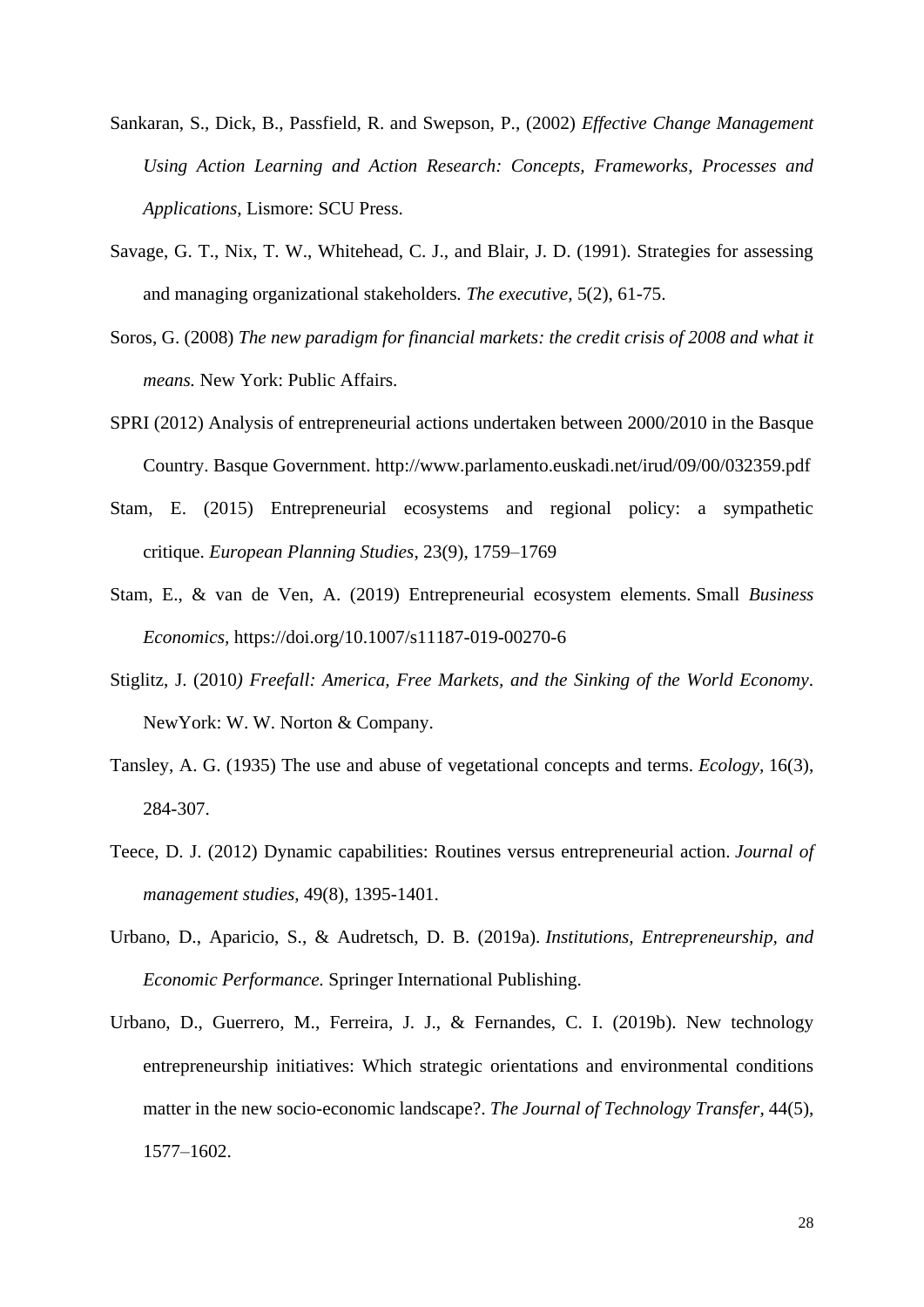Sankaran, S., Dick, B., Passfield, R. and Swepson, P., (2002) *Effective Change Management Using Action Learning and Action Research: Concepts, Frameworks, Processes and Applications*, Lismore: SCU Press.

Savage, G. T., Nix, T. W., Whitehead, C. J., and Blair, J. D. (1991). Strategies for assessing and managing organizational stakeholders. *The executive,* 5(2), 61-75.

Soros, G. (2008) *The new paradigm for financial markets: the credit crisis of 2008 and what it means.* New York: Public Affairs.

SPRI (2012) Analysis of entrepreneurial actions undertaken between 2000/2010 in the Basque Country. Basque Government. http://www.parlamento.euskadi.net/irud/09/00/032359.pdf

Stam, E. (2015) Entrepreneurial ecosystems and regional policy: a sympathetic critique. *European Planning Studies*, 23(9), 1759–1769

Stam, E., & van de Ven, A. (2019) Entrepreneurial ecosystem elements. Small *Business Economics,* https://doi.org/10.1007/s11187-019-00270-6

Stiglitz, J. (2010*) Freefall: America, Free Markets, and the Sinking of the World Economy*. NewYork: W. W. Norton & Company.

Tansley, A. G. (1935) The use and abuse of vegetational concepts and terms. *Ecology*, 16(3), 284-307.

Teece, D. J. (2012) Dynamic capabilities: Routines versus entrepreneurial action. *Journal of management studies*, 49(8), 1395-1401.

Urbano, D., Aparicio, S., & Audretsch, D. B. (2019a). *Institutions, Entrepreneurship, and Economic Performance.* Springer International Publishing.

Urbano, D., Guerrero, M., Ferreira, J. J., & Fernandes, C. I. (2019b). New technology entrepreneurship initiatives: Which strategic orientations and environmental conditions matter in the new socio-economic landscape?. *The Journal of Technology Transfer*, 44(5), 1577–1602.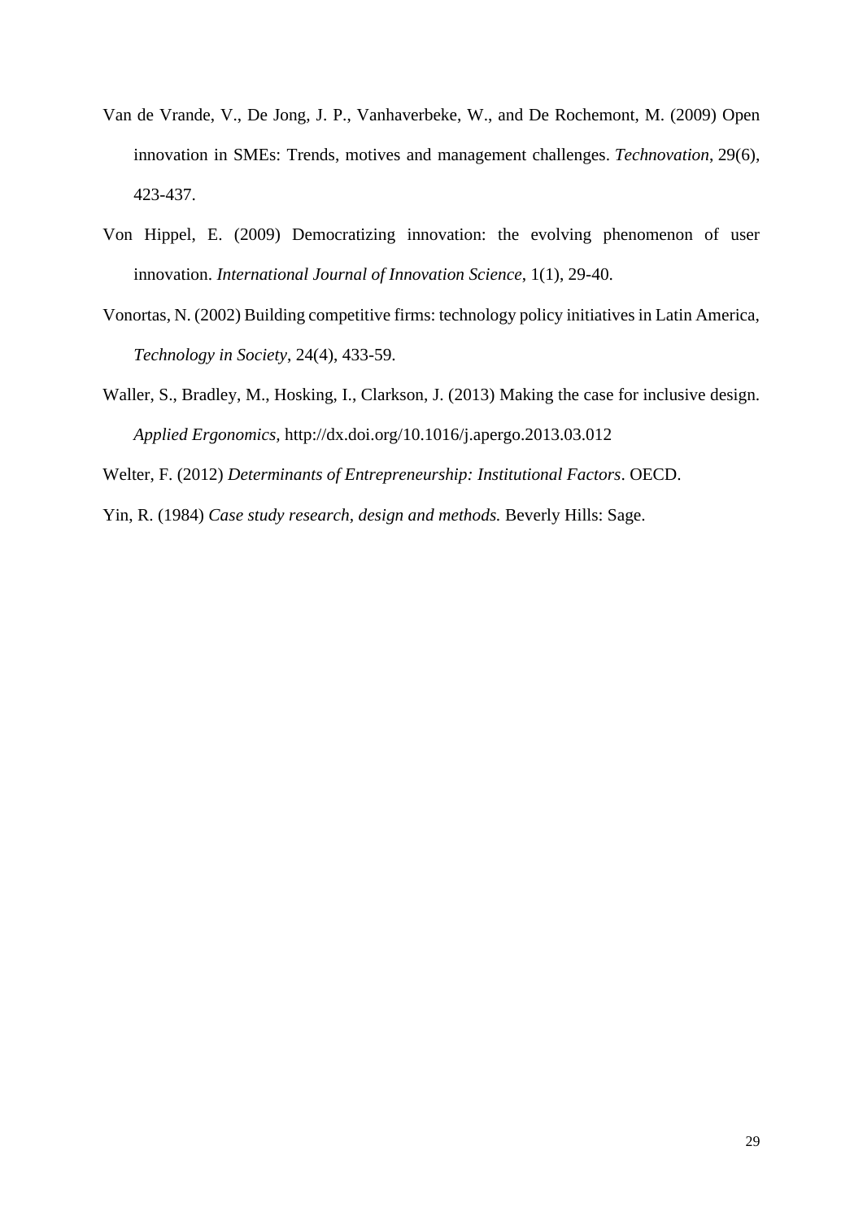Van de Vrande, V., De Jong, J. P., Vanhaverbeke, W., and De Rochemont, M. (2009) Open innovation in SMEs: Trends, motives and management challenges. *Technovation*, 29(6), 423-437.

Von Hippel, E. (2009) Democratizing innovation: the evolving phenomenon of user innovation. *International Journal of Innovation Science*, 1(1), 29-40.

Vonortas, N. (2002) Building competitive firms: technology policy initiatives in Latin America, *Technology in Society*, 24(4), 433-59.

Waller, S., Bradley, M., Hosking, I., Clarkson, J. (2013) Making the case for inclusive design. *Applied Ergonomics*, http://dx.doi.org/10.1016/j.apergo.2013.03.012

Welter, F. (2012) *Determinants of Entrepreneurship: Institutional Factors*. OECD.

Yin, R. (1984) *Case study research, design and methods.* Beverly Hills: Sage.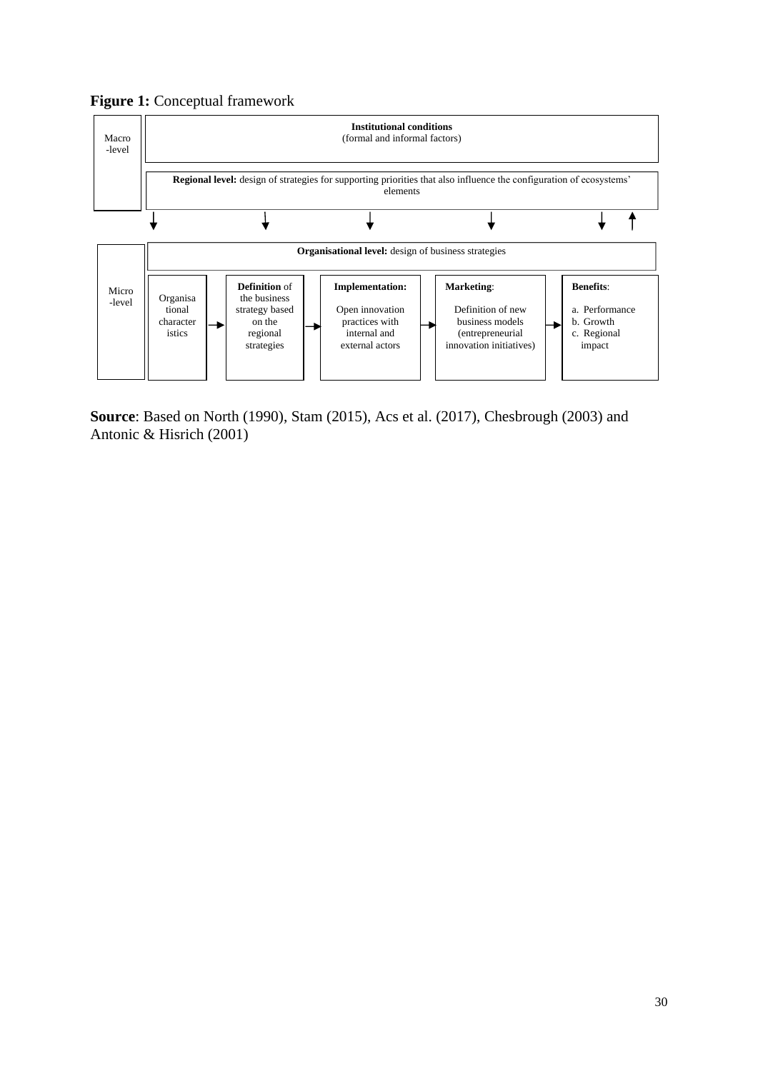**Figure 1:** Conceptual framework

Macro-level

**Institutional conditions**
(formal and informal factors)

**Regional level:** design of strategies for supporting priorities that also influence the configuration of ecosystems' elements

Micro-level

**Organisational level:** design of business strategies

Organisational characteristics → **Definition** of the business strategy based on the regional strategies → **Implementation:** Open innovation practices with internal and external actors → **Marketing**: Definition of new business models (entrepreneurial innovation initiatives) → **Benefits**: a. Performance b. Growth c. Regional impact

**Source**: Based on North (1990), Stam (2015), Acs et al. (2017), Chesbrough (2003) and Antonic & Hisrich (2001)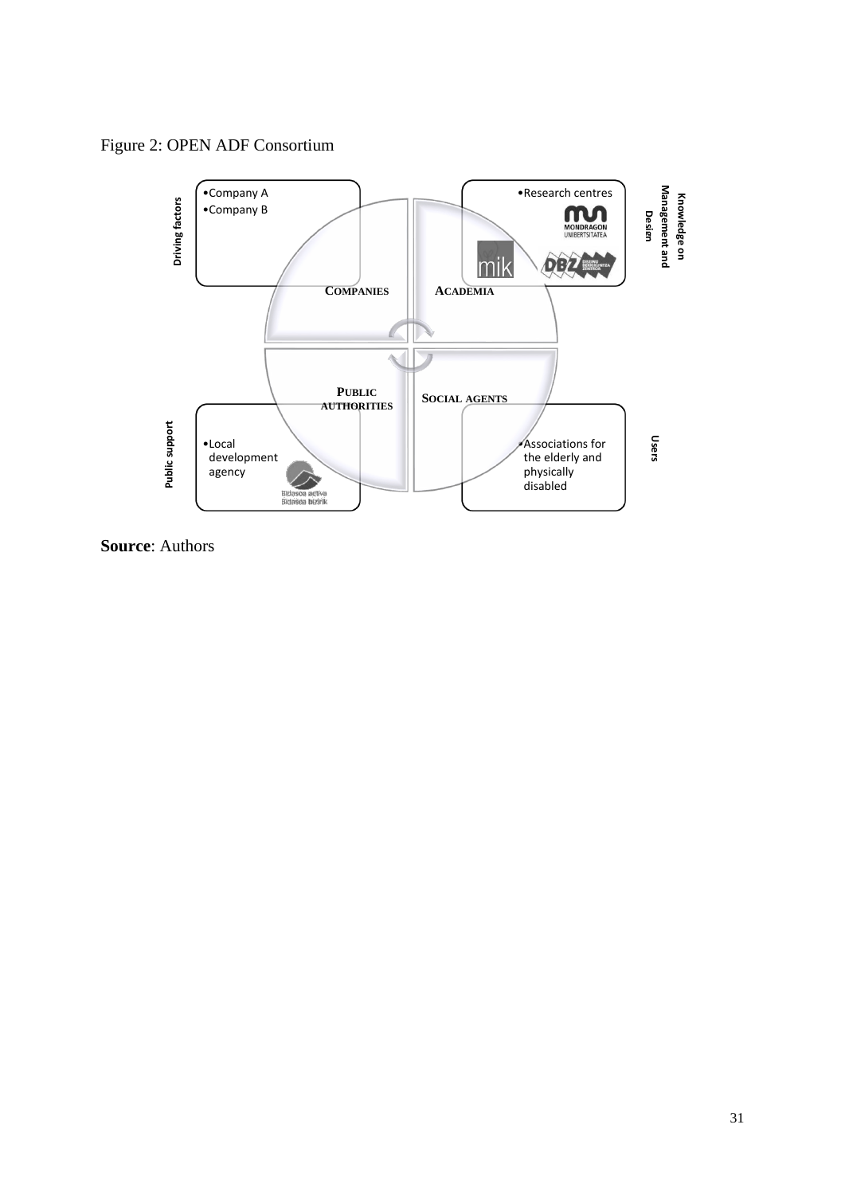Figure 2: OPEN ADF Consortium

Driving factors

- Company A
- Company B

COMPANIES

Knowledge on Management and Design

- Research centres

ACADEMIA

Public support

- Local development agency

PUBLIC AUTHORITIES

Users

- Associations for the elderly and physically disabled

SOCIAL AGENTS

**Source**: Authors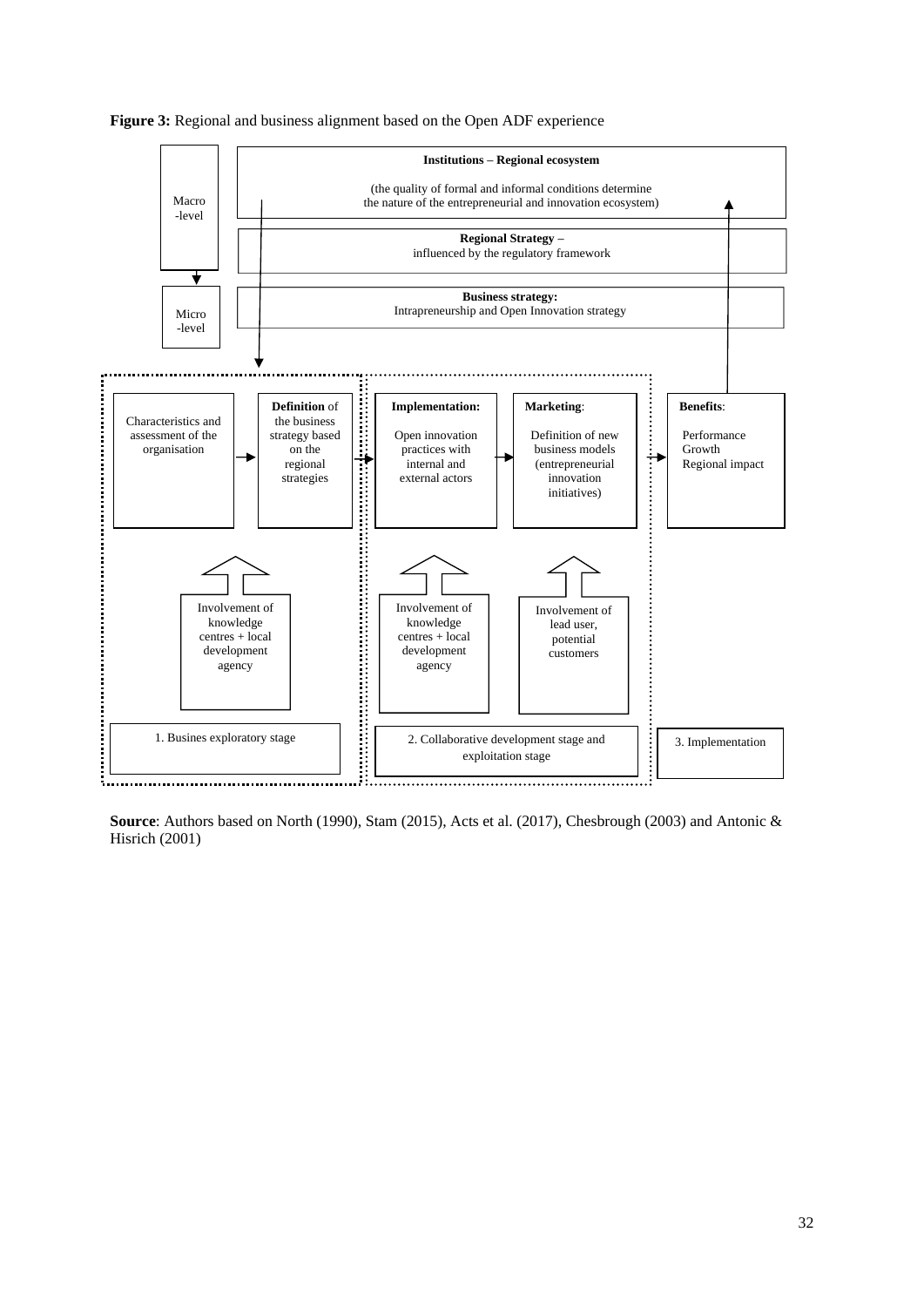**Figure 3:** Regional and business alignment based on the Open ADF experience

Macro -level

**Institutions – Regional ecosystem**

(the quality of formal and informal conditions determine the nature of the entrepreneurial and innovation ecosystem)

**Regional Strategy –** influenced by the regulatory framework

Micro -level

**Business strategy:** Intrapreneurship and Open Innovation strategy

Characteristics and assessment of the organisation

**Definition** of the business strategy based on the regional strategies

**Implementation:** Open innovation practices with internal and external actors

**Marketing**: Definition of new business models (entrepreneurial innovation initiatives)

**Benefits**: Performance Growth Regional impact

Involvement of knowledge centres + local development agency

Involvement of knowledge centres + local development agency

Involvement of lead user, potential customers

1. Busines exploratory stage

2. Collaborative development stage and exploitation stage

3. Implementation

**Source**: Authors based on North (1990), Stam (2015), Acts et al. (2017), Chesbrough (2003) and Antonic & Hisrich (2001)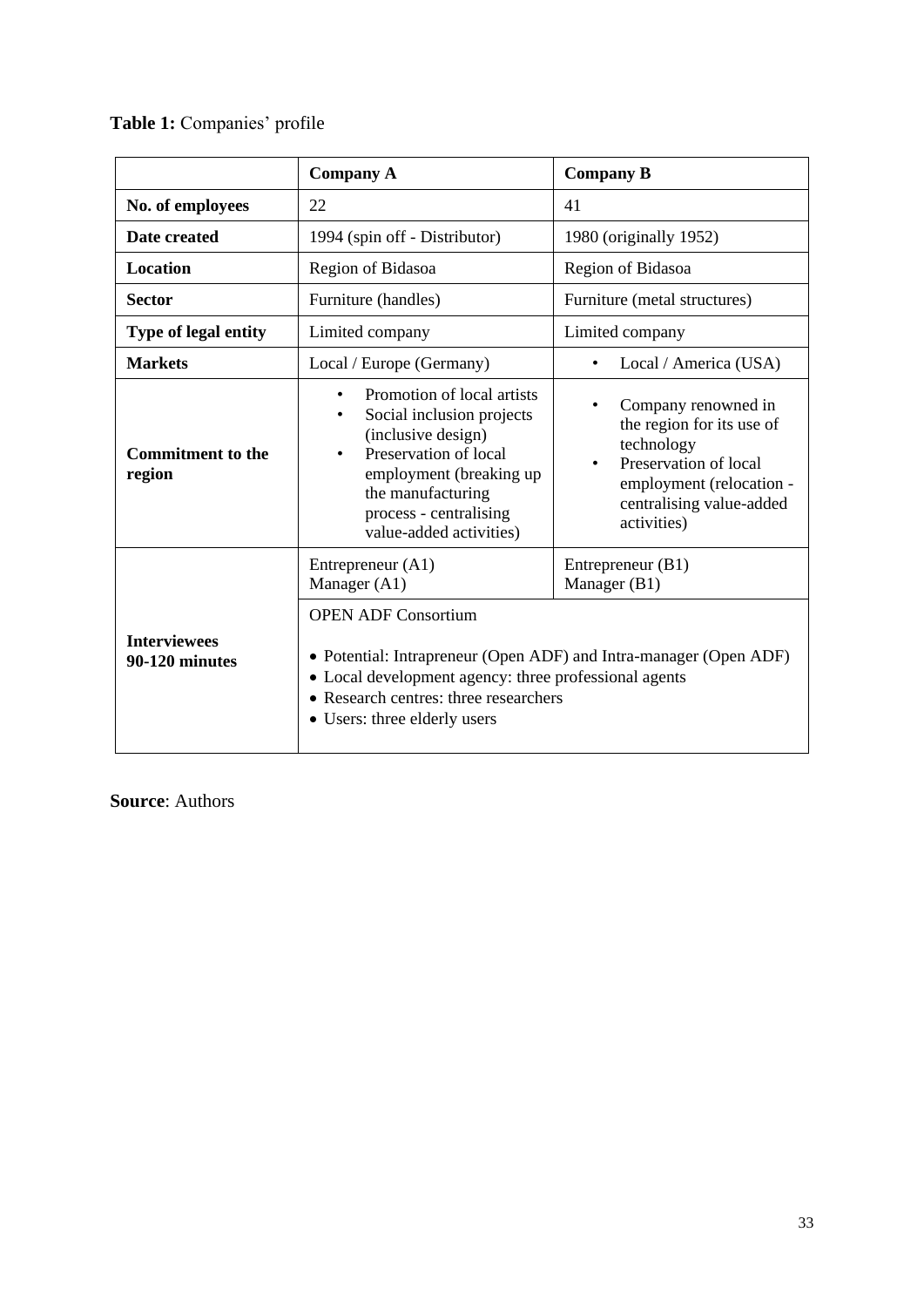**Table 1:** Companies' profile

| | Company A | Company B |
|---|---|---|
| **No. of employees** | 22 | 41 |
| **Date created** | 1994 (spin off - Distributor) | 1980 (originally 1952) |
| **Location** | Region of Bidasoa | Region of Bidasoa |
| **Sector** | Furniture (handles) | Furniture (metal structures) |
| **Type of legal entity** | Limited company | Limited company |
| **Markets** | Local / Europe (Germany) | • Local / America (USA) |
| **Commitment to the region** | • Promotion of local artists<br>• Social inclusion projects (inclusive design)<br>• Preservation of local employment (breaking up the manufacturing process - centralising value-added activities) | • Company renowned in the region for its use of technology<br>• Preservation of local employment (relocation - centralising value-added activities) |
| **Interviewees 90-120 minutes** | Entrepreneur (A1)<br>Manager (A1) | Entrepreneur (B1)<br>Manager (B1) |
| | OPEN ADF Consortium<br>• Potential: Intrapreneur (Open ADF) and Intra-manager (Open ADF)<br>• Local development agency: three professional agents<br>• Research centres: three researchers<br>• Users: three elderly users | |

**Source**: Authors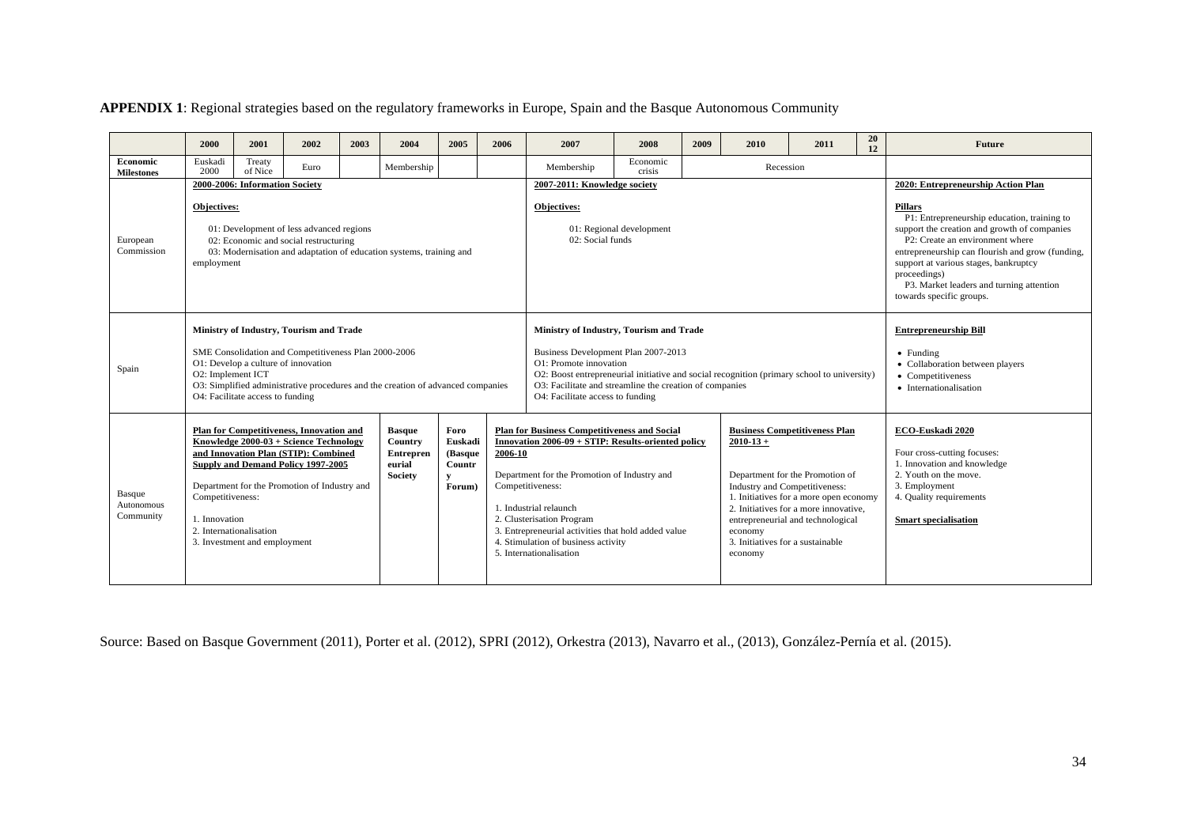**APPENDIX 1**: Regional strategies based on the regulatory frameworks in Europe, Spain and the Basque Autonomous Community

| | 2000 | 2001 | 2002 | 2003 | 2004 | 2005 | 2006 | 2007 | 2008 | 2009 | 2010 | 2011 | 2012 | Future |
|---|---|---|---|---|---|---|---|---|---|---|---|---|---|---|
| **Economic Milestones** | Euskadi 2000 | Treaty of Nice | Euro | | Membership | | | Membership | Economic crisis | Recession | | | | |
| European Commission | **2000-2006: Information Society**<br><br>**Objectives:**<br><br>01: Development of less advanced regions<br>02: Economic and social restructuring<br>03: Modernisation and adaptation of education systems, training and employment | | | | | | | **2007-2011: Knowledge society**<br><br>**Objectives:**<br><br>01: Regional development<br>02: Social funds | | | | | | **2020: Entrepreneurship Action Plan**<br><br>**Pillars**<br>P1: Entrepreneurship education, training to support the creation and growth of companies<br>P2: Create an environment where entrepreneurship can flourish and grow (funding, support at various stages, bankruptcy proceedings)<br>P3. Market leaders and turning attention towards specific groups. |
| Spain | **Ministry of Industry, Tourism and Trade**<br><br>SME Consolidation and Competitiveness Plan 2000-2006<br>O1: Develop a culture of innovation<br>O2: Implement ICT<br>O3: Simplified administrative procedures and the creation of advanced companies<br>O4: Facilitate access to funding | | | | | | | **Ministry of Industry, Tourism and Trade**<br><br>Business Development Plan 2007-2013<br>O1: Promote innovation<br>O2: Boost entrepreneurial initiative and social recognition (primary school to university)<br>O3: Facilitate and streamline the creation of companies<br>O4: Facilitate access to funding | | | | | | **Entrepreneurship Bill**<br><br>• Funding<br>• Collaboration between players<br>• Competitiveness<br>• Internationalisation |
| Basque Autonomous Community | **Plan for Competitiveness, Innovation and Knowledge 2000-03 + Science Technology and Innovation Plan (STIP): Combined Supply and Demand Policy 1997-2005**<br><br>Department for the Promotion of Industry and Competitiveness:<br><br>1. Innovation<br>2. Internationalisation<br>3. Investment and employment | | | | **Basque Country Entrepreneurial Society** | **Foro Euskadi (Basque Country Forum)** | **Plan for Business Competitiveness and Social Innovation 2006-09 + STIP: Results-oriented policy 2006-10**<br><br>Department for the Promotion of Industry and Competitiveness:<br><br>1. Industrial relaunch<br>2. Clusterisation Program<br>3. Entrepreneurial activities that hold added value<br>4. Stimulation of business activity<br>5. Internationalisation | | | | **Business Competitiveness Plan 2010-13 +**<br><br>Department for the Promotion of Industry and Competitiveness:<br>1. Initiatives for a more open economy<br>2. Initiatives for a more innovative, entrepreneurial and technological economy<br>3. Initiatives for a sustainable economy | | | **ECO-Euskadi 2020**<br><br>Four cross-cutting focuses:<br>1. Innovation and knowledge<br>2. Youth on the move.<br>3. Employment<br>4. Quality requirements<br><br>**Smart specialisation** |

Source: Based on Basque Government (2011), Porter et al. (2012), SPRI (2012), Orkestra (2013), Navarro et al., (2013), González-Pernía et al. (2015).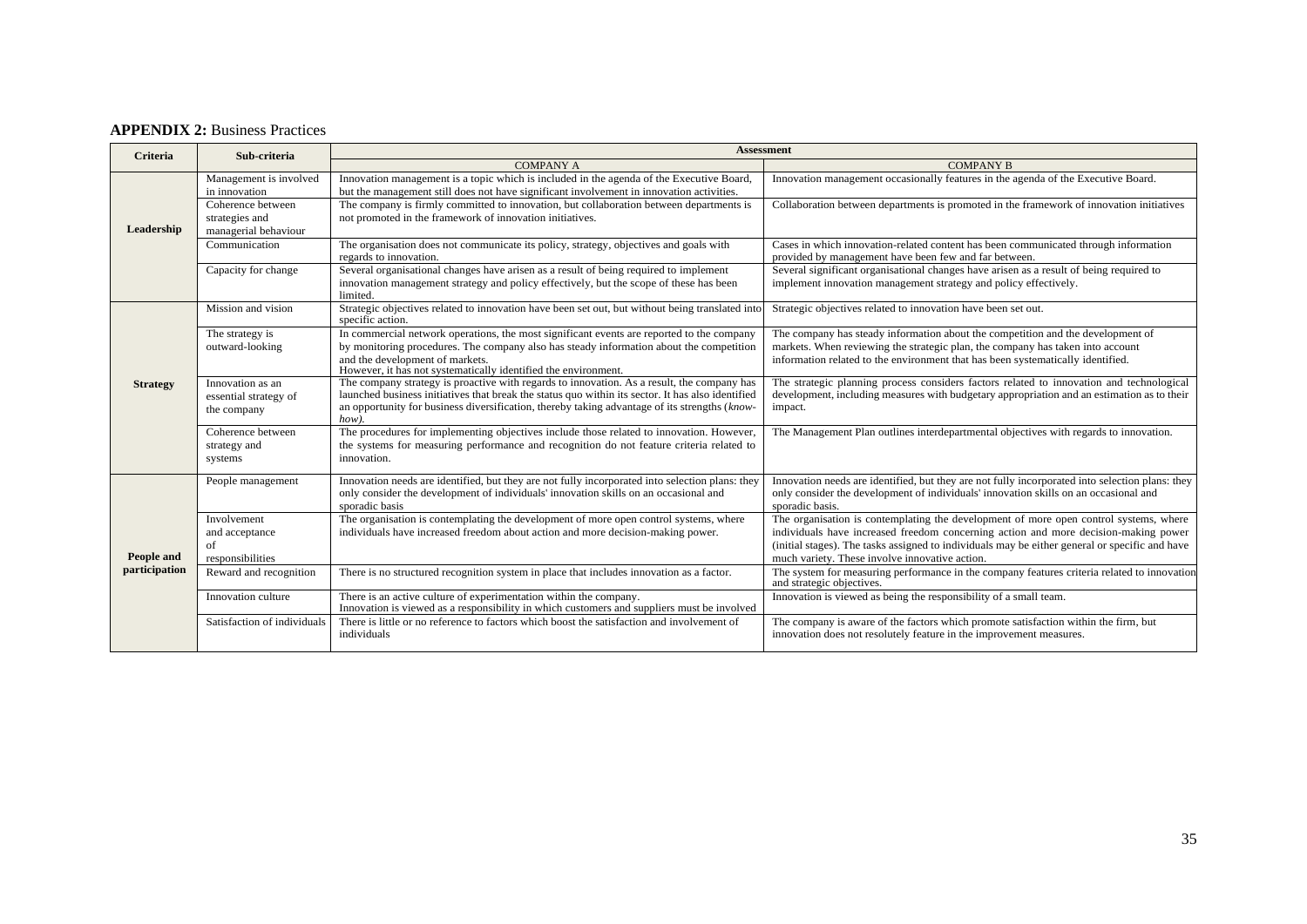**APPENDIX 2:** Business Practices

| Criteria | Sub-criteria | Assessment | |
|---|---|---|---|
| | | COMPANY A | COMPANY B |
| Leadership | Management is involved in innovation | Innovation management is a topic which is included in the agenda of the Executive Board, but the management still does not have significant involvement in innovation activities. | Innovation management occasionally features in the agenda of the Executive Board. |
| | Coherence between strategies and managerial behaviour | The company is firmly committed to innovation, but collaboration between departments is not promoted in the framework of innovation initiatives. | Collaboration between departments is promoted in the framework of innovation initiatives |
| | Communication | The organisation does not communicate its policy, strategy, objectives and goals with regards to innovation. | Cases in which innovation-related content has been communicated through information provided by management have been few and far between. |
| | Capacity for change | Several organisational changes have arisen as a result of being required to implement innovation management strategy and policy effectively, but the scope of these has been limited. | Several significant organisational changes have arisen as a result of being required to implement innovation management strategy and policy effectively. |
| Strategy | Mission and vision | Strategic objectives related to innovation have been set out, but without being translated into specific action. | Strategic objectives related to innovation have been set out. |
| | The strategy is outward-looking | In commercial network operations, the most significant events are reported to the company by monitoring procedures. The company also has steady information about the competition and the development of markets. However, it has not systematically identified the environment. | The company has steady information about the competition and the development of markets. When reviewing the strategic plan, the company has taken into account information related to the environment that has been systematically identified. |
| | Innovation as an essential strategy of the company | The company strategy is proactive with regards to innovation. As a result, the company has launched business initiatives that break the status quo within its sector. It has also identified an opportunity for business diversification, thereby taking advantage of its strengths (*know-how).* | The strategic planning process considers factors related to innovation and technological development, including measures with budgetary appropriation and an estimation as to their impact. |
| | Coherence between strategy and systems | The procedures for implementing objectives include those related to innovation. However, the systems for measuring performance and recognition do not feature criteria related to innovation. | The Management Plan outlines interdepartmental objectives with regards to innovation. |
| People and participation | People management | Innovation needs are identified, but they are not fully incorporated into selection plans: they only consider the development of individuals' innovation skills on an occasional and sporadic basis | Innovation needs are identified, but they are not fully incorporated into selection plans: they only consider the development of individuals' innovation skills on an occasional and sporadic basis. |
| | Involvement and acceptance of responsibilities | The organisation is contemplating the development of more open control systems, where individuals have increased freedom about action and more decision-making power. | The organisation is contemplating the development of more open control systems, where individuals have increased freedom concerning action and more decision-making power (initial stages). The tasks assigned to individuals may be either general or specific and have much variety. These involve innovative action. |
| | Reward and recognition | There is no structured recognition system in place that includes innovation as a factor. | The system for measuring performance in the company features criteria related to innovation and strategic objectives. |
| | Innovation culture | There is an active culture of experimentation within the company. Innovation is viewed as a responsibility in which customers and suppliers must be involved | Innovation is viewed as being the responsibility of a small team. |
| | Satisfaction of individuals | There is little or no reference to factors which boost the satisfaction and involvement of individuals | The company is aware of the factors which promote satisfaction within the firm, but innovation does not resolutely feature in the improvement measures. |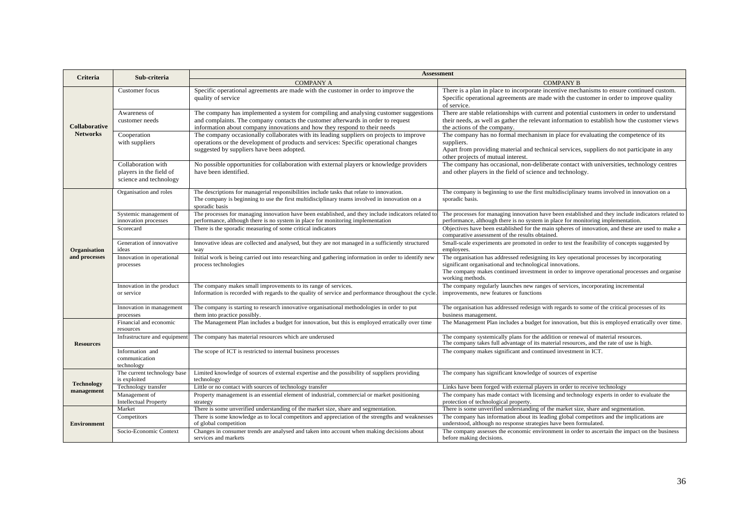| Criteria | Sub-criteria | Assessment | |
|---|---|---|---|
| | | COMPANY A | COMPANY B |
| Collaborative Networks | Customer focus | Specific operational agreements are made with the customer in order to improve the quality of service | There is a plan in place to incorporate incentive mechanisms to ensure continued custom. Specific operational agreements are made with the customer in order to improve quality of service. |
| | Awareness of customer needs | The company has implemented a system for compiling and analysing customer suggestions and complaints. The company contacts the customer afterwards in order to request information about company innovations and how they respond to their needs | There are stable relationships with current and potential customers in order to understand their needs, as well as gather the relevant information to establish how the customer views the actions of the company. |
| | Cooperation with suppliers | The company occasionally collaborates with its leading suppliers on projects to improve operations or the development of products and services: Specific operational changes suggested by suppliers have been adopted. | The company has no formal mechanism in place for evaluating the competence of its suppliers. Apart from providing material and technical services, suppliers do not participate in any other projects of mutual interest. |
| | Collaboration with players in the field of science and technology | No possible opportunities for collaboration with external players or knowledge providers have been identified. | The company has occasional, non-deliberate contact with universities, technology centres and other players in the field of science and technology. |
| Organisation and processes | Organisation and roles | The descriptions for managerial responsibilities include tasks that relate to innovation. The company is beginning to use the first multidisciplinary teams involved in innovation on a sporadic basis | The company is beginning to use the first multidisciplinary teams involved in innovation on a sporadic basis. |
| | Systemic management of innovation processes | The processes for managing innovation have been established, and they include indicators related to performance, although there is no system in place for monitoring implementation | The processes for managing innovation have been established and they include indicators related to performance, although there is no system in place for monitoring implementation. |
| | Scorecard | There is the sporadic measuring of some critical indicators | Objectives have been established for the main spheres of innovation, and these are used to make a comparative assessment of the results obtained. |
| | Generation of innovative ideas | Innovative ideas are collected and analysed, but they are not managed in a sufficiently structured way | Small-scale experiments are promoted in order to test the feasibility of concepts suggested by employees. |
| | Innovation in operational processes | Initial work is being carried out into researching and gathering information in order to identify new process technologies | The organisation has addressed redesigning its key operational processes by incorporating significant organisational and technological innovations. The company makes continued investment in order to improve operational processes and organise working methods. |
| | Innovation in the product or service | The company makes small improvements to its range of services. Information is recorded with regards to the quality of service and performance throughout the cycle. | The company regularly launches new ranges of services, incorporating incremental improvements, new features or functions |
| | Innovation in management processes | The company is starting to research innovative organisational methodologies in order to put them into practice possibly. | The organisation has addressed redesign with regards to some of the critical processes of its business management. |
| Resources | Financial and economic resources | The Management Plan includes a budget for innovation, but this is employed erratically over time | The Management Plan includes a budget for innovation, but this is employed erratically over time. |
| | Infrastructure and equipment | The company has material resources which are underused | The company systemically plans for the addition or renewal of material resources. The company takes full advantage of its material resources, and the rate of use is high. |
| | Information and communication technology | The scope of ICT is restricted to internal business processes | The company makes significant and continued investment in ICT. |
| Technology management | The current technology base is exploited | Limited knowledge of sources of external expertise and the possibility of suppliers providing technology | The company has significant knowledge of sources of expertise |
| | Technology transfer | Little or no contact with sources of technology transfer | Links have been forged with external players in order to receive technology |
| | Management of Intellectual Property | Property management is an essential element of industrial, commercial or market positioning strategy | The company has made contact with licensing and technology experts in order to evaluate the protection of technological property. |
| Environment | Market | There is some unverified understanding of the market size, share and segmentation. | There is some unverified understanding of the market size, share and segmentation. |
| | Competitors | There is some knowledge as to local competitors and appreciation of the strengths and weaknesses of global competition | The company has information about its leading global competitors and the implications are understood, although no response strategies have been formulated. |
| | Socio-Economic Context | Changes in consumer trends are analysed and taken into account when making decisions about services and markets | The company assesses the economic environment in order to ascertain the impact on the business before making decisions. |